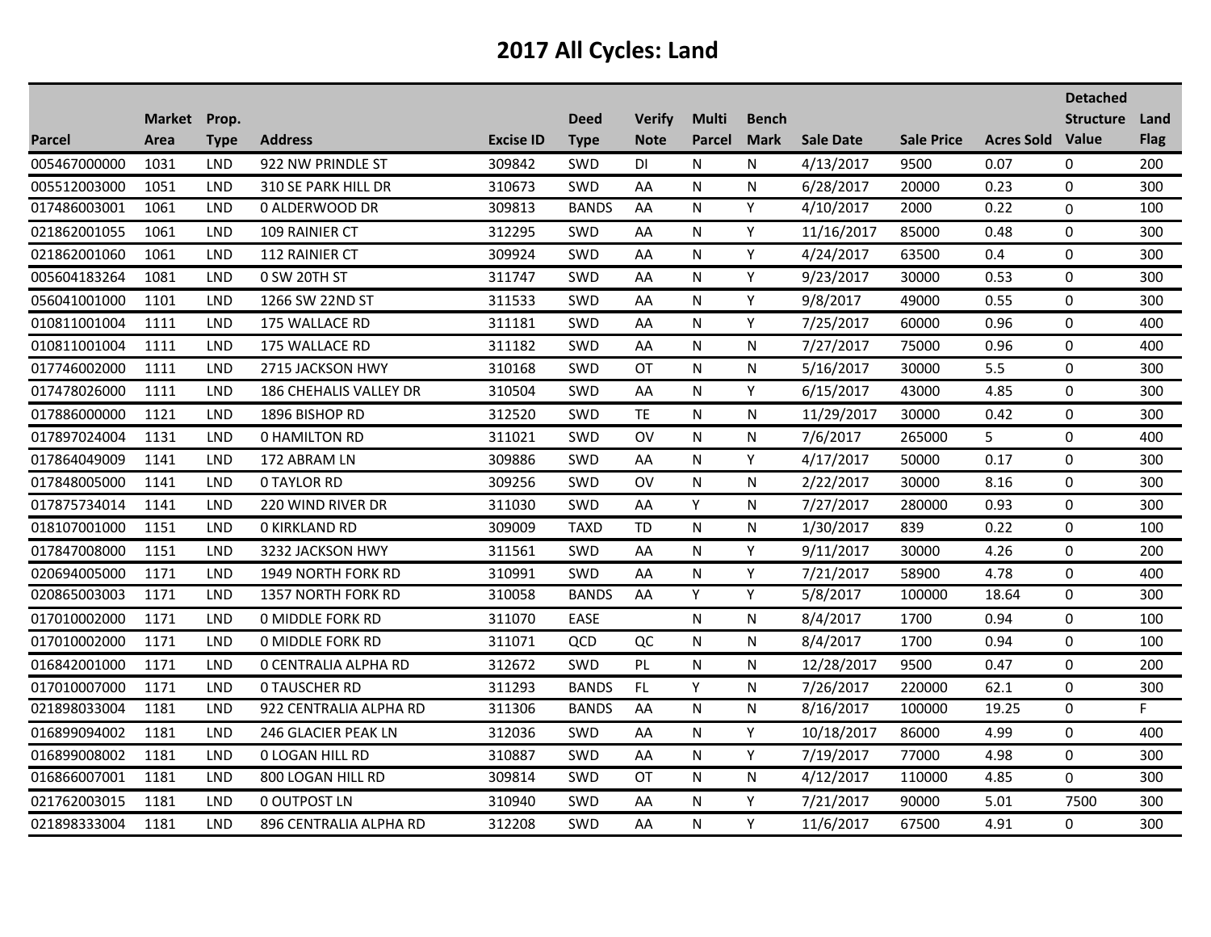# 2017 All Cycles: Land

| Parcel | Market Area | Prop. Type | Address | Excise ID | Deed Type | Verify Note | Multi Parcel | Bench Mark | Sale Date | Sale Price | Acres Sold | Detached Structure Value | Land Flag |
|---|---|---|---|---|---|---|---|---|---|---|---|---|---|
| 005467000000 | 1031 | LND | 922 NW PRINDLE ST | 309842 | SWD | DI | N | N | 4/13/2017 | 9500 | 0.07 | 0 | 200 |
| 005512003000 | 1051 | LND | 310 SE PARK HILL DR | 310673 | SWD | AA | N | N | 6/28/2017 | 20000 | 0.23 | 0 | 300 |
| 017486003001 | 1061 | LND | 0 ALDERWOOD DR | 309813 | BANDS | AA | N | Y | 4/10/2017 | 2000 | 0.22 | 0 | 100 |
| 021862001055 | 1061 | LND | 109 RAINIER CT | 312295 | SWD | AA | N | Y | 11/16/2017 | 85000 | 0.48 | 0 | 300 |
| 021862001060 | 1061 | LND | 112 RAINIER CT | 309924 | SWD | AA | N | Y | 4/24/2017 | 63500 | 0.4 | 0 | 300 |
| 005604183264 | 1081 | LND | 0 SW 20TH ST | 311747 | SWD | AA | N | Y | 9/23/2017 | 30000 | 0.53 | 0 | 300 |
| 056041001000 | 1101 | LND | 1266 SW 22ND ST | 311533 | SWD | AA | N | Y | 9/8/2017 | 49000 | 0.55 | 0 | 300 |
| 010811001004 | 1111 | LND | 175 WALLACE RD | 311181 | SWD | AA | N | Y | 7/25/2017 | 60000 | 0.96 | 0 | 400 |
| 010811001004 | 1111 | LND | 175 WALLACE RD | 311182 | SWD | AA | N | N | 7/27/2017 | 75000 | 0.96 | 0 | 400 |
| 017746002000 | 1111 | LND | 2715 JACKSON HWY | 310168 | SWD | OT | N | N | 5/16/2017 | 30000 | 5.5 | 0 | 300 |
| 017478026000 | 1111 | LND | 186 CHEHALIS VALLEY DR | 310504 | SWD | AA | N | Y | 6/15/2017 | 43000 | 4.85 | 0 | 300 |
| 017886000000 | 1121 | LND | 1896 BISHOP RD | 312520 | SWD | TE | N | N | 11/29/2017 | 30000 | 0.42 | 0 | 300 |
| 017897024004 | 1131 | LND | 0 HAMILTON RD | 311021 | SWD | OV | N | N | 7/6/2017 | 265000 | 5 | 0 | 400 |
| 017864049009 | 1141 | LND | 172 ABRAM LN | 309886 | SWD | AA | N | Y | 4/17/2017 | 50000 | 0.17 | 0 | 300 |
| 017848005000 | 1141 | LND | 0 TAYLOR RD | 309256 | SWD | OV | N | N | 2/22/2017 | 30000 | 8.16 | 0 | 300 |
| 017875734014 | 1141 | LND | 220 WIND RIVER DR | 311030 | SWD | AA | Y | N | 7/27/2017 | 280000 | 0.93 | 0 | 300 |
| 018107001000 | 1151 | LND | 0 KIRKLAND RD | 309009 | TAXD | TD | N | N | 1/30/2017 | 839 | 0.22 | 0 | 100 |
| 017847008000 | 1151 | LND | 3232 JACKSON HWY | 311561 | SWD | AA | N | Y | 9/11/2017 | 30000 | 4.26 | 0 | 200 |
| 020694005000 | 1171 | LND | 1949 NORTH FORK RD | 310991 | SWD | AA | N | Y | 7/21/2017 | 58900 | 4.78 | 0 | 400 |
| 020865003003 | 1171 | LND | 1357 NORTH FORK RD | 310058 | BANDS | AA | Y | Y | 5/8/2017 | 100000 | 18.64 | 0 | 300 |
| 017010002000 | 1171 | LND | 0 MIDDLE FORK RD | 311070 | EASE | | N | N | 8/4/2017 | 1700 | 0.94 | 0 | 100 |
| 017010002000 | 1171 | LND | 0 MIDDLE FORK RD | 311071 | QCD | QC | N | N | 8/4/2017 | 1700 | 0.94 | 0 | 100 |
| 016842001000 | 1171 | LND | 0 CENTRALIA ALPHA RD | 312672 | SWD | PL | N | N | 12/28/2017 | 9500 | 0.47 | 0 | 200 |
| 017010007000 | 1171 | LND | 0 TAUSCHER RD | 311293 | BANDS | FL | Y | N | 7/26/2017 | 220000 | 62.1 | 0 | 300 |
| 021898033004 | 1181 | LND | 922 CENTRALIA ALPHA RD | 311306 | BANDS | AA | N | N | 8/16/2017 | 100000 | 19.25 | 0 | F |
| 016899094002 | 1181 | LND | 246 GLACIER PEAK LN | 312036 | SWD | AA | N | Y | 10/18/2017 | 86000 | 4.99 | 0 | 400 |
| 016899008002 | 1181 | LND | 0 LOGAN HILL RD | 310887 | SWD | AA | N | Y | 7/19/2017 | 77000 | 4.98 | 0 | 300 |
| 016866007001 | 1181 | LND | 800 LOGAN HILL RD | 309814 | SWD | OT | N | N | 4/12/2017 | 110000 | 4.85 | 0 | 300 |
| 021762003015 | 1181 | LND | 0 OUTPOST LN | 310940 | SWD | AA | N | Y | 7/21/2017 | 90000 | 5.01 | 7500 | 300 |
| 021898333004 | 1181 | LND | 896 CENTRALIA ALPHA RD | 312208 | SWD | AA | N | Y | 11/6/2017 | 67500 | 4.91 | 0 | 300 |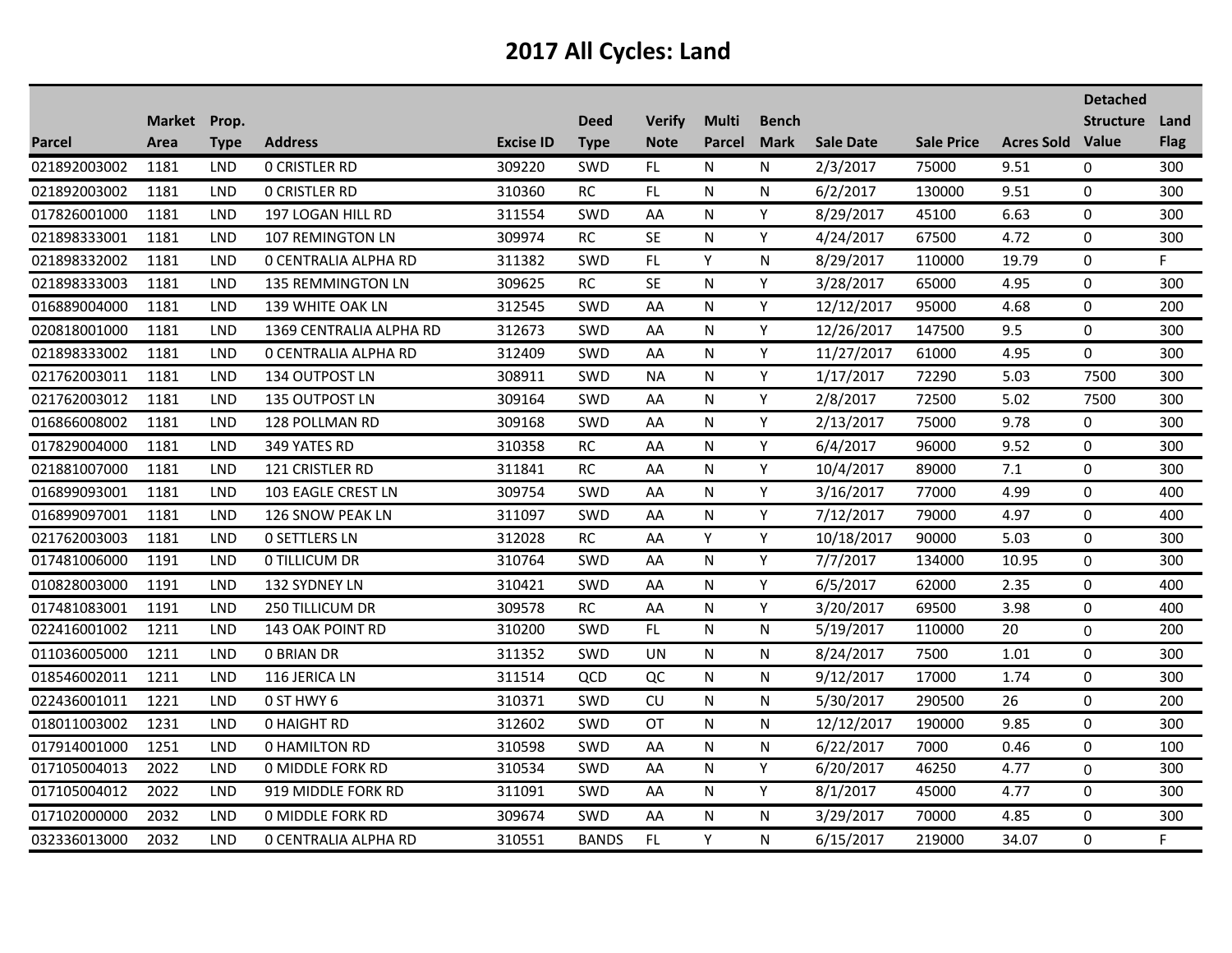# 2017 All Cycles: Land

| Parcel | Market Area | Prop. Type | Address | Excise ID | Deed Type | Verify Note | Multi Parcel | Bench Mark | Sale Date | Sale Price | Acres Sold | Detached Structure Value | Land Flag |
|---|---|---|---|---|---|---|---|---|---|---|---|---|---|
| 021892003002 | 1181 | LND | 0 CRISTLER RD | 309220 | SWD | FL | N | N | 2/3/2017 | 75000 | 9.51 | 0 | 300 |
| 021892003002 | 1181 | LND | 0 CRISTLER RD | 310360 | RC | FL | N | N | 6/2/2017 | 130000 | 9.51 | 0 | 300 |
| 017826001000 | 1181 | LND | 197 LOGAN HILL RD | 311554 | SWD | AA | N | Y | 8/29/2017 | 45100 | 6.63 | 0 | 300 |
| 021898333001 | 1181 | LND | 107 REMINGTON LN | 309974 | RC | SE | N | Y | 4/24/2017 | 67500 | 4.72 | 0 | 300 |
| 021898332002 | 1181 | LND | 0 CENTRALIA ALPHA RD | 311382 | SWD | FL | Y | N | 8/29/2017 | 110000 | 19.79 | 0 | F |
| 021898333003 | 1181 | LND | 135 REMMINGTON LN | 309625 | RC | SE | N | Y | 3/28/2017 | 65000 | 4.95 | 0 | 300 |
| 016889004000 | 1181 | LND | 139 WHITE OAK LN | 312545 | SWD | AA | N | Y | 12/12/2017 | 95000 | 4.68 | 0 | 200 |
| 020818001000 | 1181 | LND | 1369 CENTRALIA ALPHA RD | 312673 | SWD | AA | N | Y | 12/26/2017 | 147500 | 9.5 | 0 | 300 |
| 021898333002 | 1181 | LND | 0 CENTRALIA ALPHA RD | 312409 | SWD | AA | N | Y | 11/27/2017 | 61000 | 4.95 | 0 | 300 |
| 021762003011 | 1181 | LND | 134 OUTPOST LN | 308911 | SWD | NA | N | Y | 1/17/2017 | 72290 | 5.03 | 7500 | 300 |
| 021762003012 | 1181 | LND | 135 OUTPOST LN | 309164 | SWD | AA | N | Y | 2/8/2017 | 72500 | 5.02 | 7500 | 300 |
| 016866008002 | 1181 | LND | 128 POLLMAN RD | 309168 | SWD | AA | N | Y | 2/13/2017 | 75000 | 9.78 | 0 | 300 |
| 017829004000 | 1181 | LND | 349 YATES RD | 310358 | RC | AA | N | Y | 6/4/2017 | 96000 | 9.52 | 0 | 300 |
| 021881007000 | 1181 | LND | 121 CRISTLER RD | 311841 | RC | AA | N | Y | 10/4/2017 | 89000 | 7.1 | 0 | 300 |
| 016899093001 | 1181 | LND | 103 EAGLE CREST LN | 309754 | SWD | AA | N | Y | 3/16/2017 | 77000 | 4.99 | 0 | 400 |
| 016899097001 | 1181 | LND | 126 SNOW PEAK LN | 311097 | SWD | AA | N | Y | 7/12/2017 | 79000 | 4.97 | 0 | 400 |
| 021762003003 | 1181 | LND | 0 SETTLERS LN | 312028 | RC | AA | Y | Y | 10/18/2017 | 90000 | 5.03 | 0 | 300 |
| 017481006000 | 1191 | LND | 0 TILLICUM DR | 310764 | SWD | AA | N | Y | 7/7/2017 | 134000 | 10.95 | 0 | 300 |
| 010828003000 | 1191 | LND | 132 SYDNEY LN | 310421 | SWD | AA | N | Y | 6/5/2017 | 62000 | 2.35 | 0 | 400 |
| 017481083001 | 1191 | LND | 250 TILLICUM DR | 309578 | RC | AA | N | Y | 3/20/2017 | 69500 | 3.98 | 0 | 400 |
| 022416001002 | 1211 | LND | 143 OAK POINT RD | 310200 | SWD | FL | N | N | 5/19/2017 | 110000 | 20 | 0 | 200 |
| 011036005000 | 1211 | LND | 0 BRIAN DR | 311352 | SWD | UN | N | N | 8/24/2017 | 7500 | 1.01 | 0 | 300 |
| 018546002011 | 1211 | LND | 116 JERICA LN | 311514 | QCD | QC | N | N | 9/12/2017 | 17000 | 1.74 | 0 | 300 |
| 022436001011 | 1221 | LND | 0 ST HWY 6 | 310371 | SWD | CU | N | N | 5/30/2017 | 290500 | 26 | 0 | 200 |
| 018011003002 | 1231 | LND | 0 HAIGHT RD | 312602 | SWD | OT | N | N | 12/12/2017 | 190000 | 9.85 | 0 | 300 |
| 017914001000 | 1251 | LND | 0 HAMILTON RD | 310598 | SWD | AA | N | N | 6/22/2017 | 7000 | 0.46 | 0 | 100 |
| 017105004013 | 2022 | LND | 0 MIDDLE FORK RD | 310534 | SWD | AA | N | Y | 6/20/2017 | 46250 | 4.77 | 0 | 300 |
| 017105004012 | 2022 | LND | 919 MIDDLE FORK RD | 311091 | SWD | AA | N | Y | 8/1/2017 | 45000 | 4.77 | 0 | 300 |
| 017102000000 | 2032 | LND | 0 MIDDLE FORK RD | 309674 | SWD | AA | N | N | 3/29/2017 | 70000 | 4.85 | 0 | 300 |
| 032336013000 | 2032 | LND | 0 CENTRALIA ALPHA RD | 310551 | BANDS | FL | Y | N | 6/15/2017 | 219000 | 34.07 | 0 | F |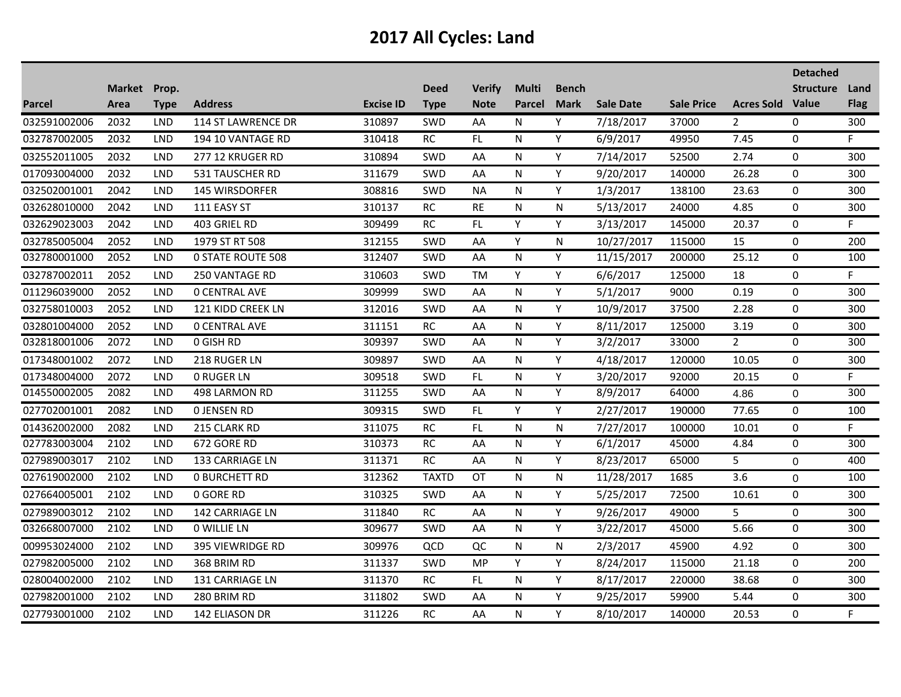# 2017 All Cycles: Land

| Parcel | Market Area | Prop. Type | Address | Excise ID | Deed Type | Verify Note | Multi Parcel | Bench Mark | Sale Date | Sale Price | Acres Sold | Detached Structure Value | Land Flag |
|---|---|---|---|---|---|---|---|---|---|---|---|---|---|
| 032591002006 | 2032 | LND | 114 ST LAWRENCE DR | 310897 | SWD | AA | N | Y | 7/18/2017 | 37000 | 2 | 0 | 300 |
| 032787002005 | 2032 | LND | 194 10 VANTAGE RD | 310418 | RC | FL | N | Y | 6/9/2017 | 49950 | 7.45 | 0 | F |
| 032552011005 | 2032 | LND | 277 12 KRUGER RD | 310894 | SWD | AA | N | Y | 7/14/2017 | 52500 | 2.74 | 0 | 300 |
| 017093004000 | 2032 | LND | 531 TAUSCHER RD | 311679 | SWD | AA | N | Y | 9/20/2017 | 140000 | 26.28 | 0 | 300 |
| 032502001001 | 2042 | LND | 145 WIRSDORFER | 308816 | SWD | NA | N | Y | 1/3/2017 | 138100 | 23.63 | 0 | 300 |
| 032628010000 | 2042 | LND | 111 EASY ST | 310137 | RC | RE | N | N | 5/13/2017 | 24000 | 4.85 | 0 | 300 |
| 032629023003 | 2042 | LND | 403 GRIEL RD | 309499 | RC | FL | Y | Y | 3/13/2017 | 145000 | 20.37 | 0 | F |
| 032785005004 | 2052 | LND | 1979 ST RT 508 | 312155 | SWD | AA | Y | N | 10/27/2017 | 115000 | 15 | 0 | 200 |
| 032780001000 | 2052 | LND | 0 STATE ROUTE 508 | 312407 | SWD | AA | N | Y | 11/15/2017 | 200000 | 25.12 | 0 | 100 |
| 032787002011 | 2052 | LND | 250 VANTAGE RD | 310603 | SWD | TM | Y | Y | 6/6/2017 | 125000 | 18 | 0 | F |
| 011296039000 | 2052 | LND | 0 CENTRAL AVE | 309999 | SWD | AA | N | Y | 5/1/2017 | 9000 | 0.19 | 0 | 300 |
| 032758010003 | 2052 | LND | 121 KIDD CREEK LN | 312016 | SWD | AA | N | Y | 10/9/2017 | 37500 | 2.28 | 0 | 300 |
| 032801004000 | 2052 | LND | 0 CENTRAL AVE | 311151 | RC | AA | N | Y | 8/11/2017 | 125000 | 3.19 | 0 | 300 |
| 032818001006 | 2072 | LND | 0 GISH RD | 309397 | SWD | AA | N | Y | 3/2/2017 | 33000 | 2 | 0 | 300 |
| 017348001002 | 2072 | LND | 218 RUGER LN | 309897 | SWD | AA | N | Y | 4/18/2017 | 120000 | 10.05 | 0 | 300 |
| 017348004000 | 2072 | LND | 0 RUGER LN | 309518 | SWD | FL | N | Y | 3/20/2017 | 92000 | 20.15 | 0 | F |
| 014550002005 | 2082 | LND | 498 LARMON RD | 311255 | SWD | AA | N | Y | 8/9/2017 | 64000 | 4.86 | 0 | 300 |
| 027702001001 | 2082 | LND | 0 JENSEN RD | 309315 | SWD | FL | Y | Y | 2/27/2017 | 190000 | 77.65 | 0 | 100 |
| 014362002000 | 2082 | LND | 215 CLARK RD | 311075 | RC | FL | N | N | 7/27/2017 | 100000 | 10.01 | 0 | F |
| 027783003004 | 2102 | LND | 672 GORE RD | 310373 | RC | AA | N | Y | 6/1/2017 | 45000 | 4.84 | 0 | 300 |
| 027989003017 | 2102 | LND | 133 CARRIAGE LN | 311371 | RC | AA | N | Y | 8/23/2017 | 65000 | 5 | 0 | 400 |
| 027619002000 | 2102 | LND | 0 BURCHETT RD | 312362 | TAXTD | OT | N | N | 11/28/2017 | 1685 | 3.6 | 0 | 100 |
| 027664005001 | 2102 | LND | 0 GORE RD | 310325 | SWD | AA | N | Y | 5/25/2017 | 72500 | 10.61 | 0 | 300 |
| 027989003012 | 2102 | LND | 142 CARRIAGE LN | 311840 | RC | AA | N | Y | 9/26/2017 | 49000 | 5 | 0 | 300 |
| 032668007000 | 2102 | LND | 0 WILLIE LN | 309677 | SWD | AA | N | Y | 3/22/2017 | 45000 | 5.66 | 0 | 300 |
| 009953024000 | 2102 | LND | 395 VIEWRIDGE RD | 309976 | QCD | QC | N | N | 2/3/2017 | 45900 | 4.92 | 0 | 300 |
| 027982005000 | 2102 | LND | 368 BRIM RD | 311337 | SWD | MP | Y | Y | 8/24/2017 | 115000 | 21.18 | 0 | 200 |
| 028004002000 | 2102 | LND | 131 CARRIAGE LN | 311370 | RC | FL | N | Y | 8/17/2017 | 220000 | 38.68 | 0 | 300 |
| 027982001000 | 2102 | LND | 280 BRIM RD | 311802 | SWD | AA | N | Y | 9/25/2017 | 59900 | 5.44 | 0 | 300 |
| 027793001000 | 2102 | LND | 142 ELIASON DR | 311226 | RC | AA | N | Y | 8/10/2017 | 140000 | 20.53 | 0 | F |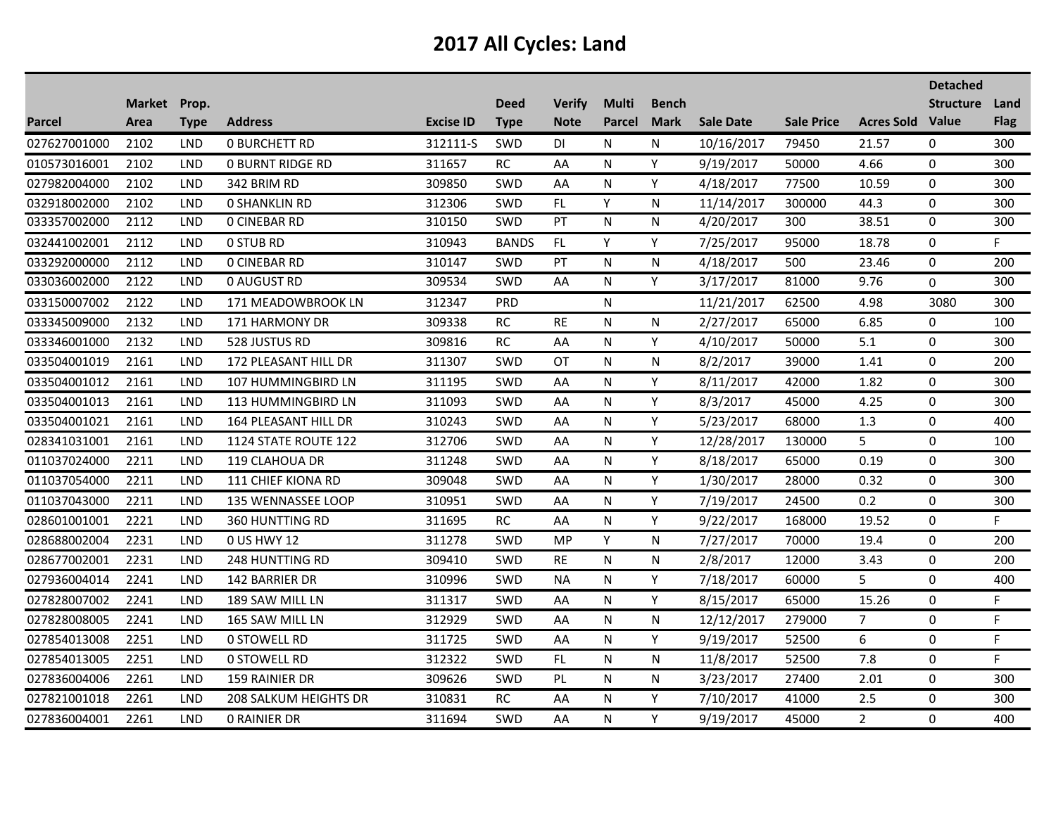# 2017 All Cycles: Land

| Parcel | Market Area | Prop. Type | Address | Excise ID | Deed Type | Verify Note | Multi Parcel | Bench Mark | Sale Date | Sale Price | Acres Sold | Detached Structure Value | Land Flag |
|---|---|---|---|---|---|---|---|---|---|---|---|---|---|
| 027627001000 | 2102 | LND | 0 BURCHETT RD | 312111-S | SWD | DI | N | N | 10/16/2017 | 79450 | 21.57 | 0 | 300 |
| 010573016001 | 2102 | LND | 0 BURNT RIDGE RD | 311657 | RC | AA | N | Y | 9/19/2017 | 50000 | 4.66 | 0 | 300 |
| 027982004000 | 2102 | LND | 342 BRIM RD | 309850 | SWD | AA | N | Y | 4/18/2017 | 77500 | 10.59 | 0 | 300 |
| 032918002000 | 2102 | LND | 0 SHANKLIN RD | 312306 | SWD | FL | Y | N | 11/14/2017 | 300000 | 44.3 | 0 | 300 |
| 033357002000 | 2112 | LND | 0 CINEBAR RD | 310150 | SWD | PT | N | N | 4/20/2017 | 300 | 38.51 | 0 | 300 |
| 032441002001 | 2112 | LND | 0 STUB RD | 310943 | BANDS | FL | Y | Y | 7/25/2017 | 95000 | 18.78 | 0 | F |
| 033292000000 | 2112 | LND | 0 CINEBAR RD | 310147 | SWD | PT | N | N | 4/18/2017 | 500 | 23.46 | 0 | 200 |
| 033036002000 | 2122 | LND | 0 AUGUST RD | 309534 | SWD | AA | N | Y | 3/17/2017 | 81000 | 9.76 | 0 | 300 |
| 033150007002 | 2122 | LND | 171 MEADOWBROOK LN | 312347 | PRD | | N | | 11/21/2017 | 62500 | 4.98 | 3080 | 300 |
| 033345009000 | 2132 | LND | 171 HARMONY DR | 309338 | RC | RE | N | N | 2/27/2017 | 65000 | 6.85 | 0 | 100 |
| 033346001000 | 2132 | LND | 528 JUSTUS RD | 309816 | RC | AA | N | Y | 4/10/2017 | 50000 | 5.1 | 0 | 300 |
| 033504001019 | 2161 | LND | 172 PLEASANT HILL DR | 311307 | SWD | OT | N | N | 8/2/2017 | 39000 | 1.41 | 0 | 200 |
| 033504001012 | 2161 | LND | 107 HUMMINGBIRD LN | 311195 | SWD | AA | N | Y | 8/11/2017 | 42000 | 1.82 | 0 | 300 |
| 033504001013 | 2161 | LND | 113 HUMMINGBIRD LN | 311093 | SWD | AA | N | Y | 8/3/2017 | 45000 | 4.25 | 0 | 300 |
| 033504001021 | 2161 | LND | 164 PLEASANT HILL DR | 310243 | SWD | AA | N | Y | 5/23/2017 | 68000 | 1.3 | 0 | 400 |
| 028341031001 | 2161 | LND | 1124 STATE ROUTE 122 | 312706 | SWD | AA | N | Y | 12/28/2017 | 130000 | 5 | 0 | 100 |
| 011037024000 | 2211 | LND | 119 CLAHOUA DR | 311248 | SWD | AA | N | Y | 8/18/2017 | 65000 | 0.19 | 0 | 300 |
| 011037054000 | 2211 | LND | 111 CHIEF KIONA RD | 309048 | SWD | AA | N | Y | 1/30/2017 | 28000 | 0.32 | 0 | 300 |
| 011037043000 | 2211 | LND | 135 WENNASSEE LOOP | 310951 | SWD | AA | N | Y | 7/19/2017 | 24500 | 0.2 | 0 | 300 |
| 028601001001 | 2221 | LND | 360 HUNTTING RD | 311695 | RC | AA | N | Y | 9/22/2017 | 168000 | 19.52 | 0 | F |
| 028688002004 | 2231 | LND | 0 US HWY 12 | 311278 | SWD | MP | Y | N | 7/27/2017 | 70000 | 19.4 | 0 | 200 |
| 028677002001 | 2231 | LND | 248 HUNTTING RD | 309410 | SWD | RE | N | N | 2/8/2017 | 12000 | 3.43 | 0 | 200 |
| 027936004014 | 2241 | LND | 142 BARRIER DR | 310996 | SWD | NA | N | Y | 7/18/2017 | 60000 | 5 | 0 | 400 |
| 027828007002 | 2241 | LND | 189 SAW MILL LN | 311317 | SWD | AA | N | Y | 8/15/2017 | 65000 | 15.26 | 0 | F |
| 027828008005 | 2241 | LND | 165 SAW MILL LN | 312929 | SWD | AA | N | N | 12/12/2017 | 279000 | 7 | 0 | F |
| 027854013008 | 2251 | LND | 0 STOWELL RD | 311725 | SWD | AA | N | Y | 9/19/2017 | 52500 | 6 | 0 | F |
| 027854013005 | 2251 | LND | 0 STOWELL RD | 312322 | SWD | FL | N | N | 11/8/2017 | 52500 | 7.8 | 0 | F |
| 027836004006 | 2261 | LND | 159 RAINIER DR | 309626 | SWD | PL | N | N | 3/23/2017 | 27400 | 2.01 | 0 | 300 |
| 027821001018 | 2261 | LND | 208 SALKUM HEIGHTS DR | 310831 | RC | AA | N | Y | 7/10/2017 | 41000 | 2.5 | 0 | 300 |
| 027836004001 | 2261 | LND | 0 RAINIER DR | 311694 | SWD | AA | N | Y | 9/19/2017 | 45000 | 2 | 0 | 400 |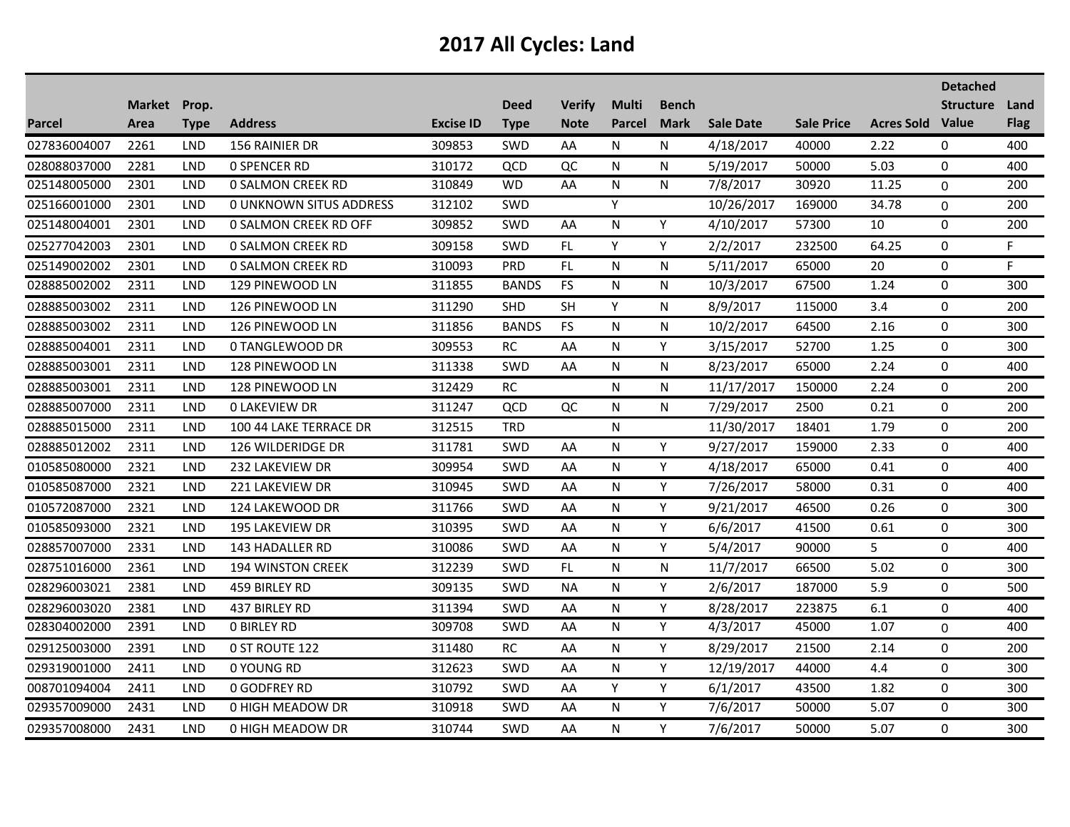# 2017 All Cycles: Land

| Parcel | Market Area | Prop. Type | Address | Excise ID | Deed Type | Verify Note | Multi Parcel | Bench Mark | Sale Date | Sale Price | Acres Sold | Detached Structure Value | Land Flag |
|---|---|---|---|---|---|---|---|---|---|---|---|---|---|
| 027836004007 | 2261 | LND | 156 RAINIER DR | 309853 | SWD | AA | N | N | 4/18/2017 | 40000 | 2.22 | 0 | 400 |
| 028088037000 | 2281 | LND | 0 SPENCER RD | 310172 | QCD | QC | N | N | 5/19/2017 | 50000 | 5.03 | 0 | 400 |
| 025148005000 | 2301 | LND | 0 SALMON CREEK RD | 310849 | WD | AA | N | N | 7/8/2017 | 30920 | 11.25 | 0 | 200 |
| 025166001000 | 2301 | LND | 0 UNKNOWN SITUS ADDRESS | 312102 | SWD | | Y | | 10/26/2017 | 169000 | 34.78 | 0 | 200 |
| 025148004001 | 2301 | LND | 0 SALMON CREEK RD OFF | 309852 | SWD | AA | N | Y | 4/10/2017 | 57300 | 10 | 0 | 200 |
| 025277042003 | 2301 | LND | 0 SALMON CREEK RD | 309158 | SWD | FL | Y | Y | 2/2/2017 | 232500 | 64.25 | 0 | F |
| 025149002002 | 2301 | LND | 0 SALMON CREEK RD | 310093 | PRD | FL | N | N | 5/11/2017 | 65000 | 20 | 0 | F |
| 028885002002 | 2311 | LND | 129 PINEWOOD LN | 311855 | BANDS | FS | N | N | 10/3/2017 | 67500 | 1.24 | 0 | 300 |
| 028885003002 | 2311 | LND | 126 PINEWOOD LN | 311290 | SHD | SH | Y | N | 8/9/2017 | 115000 | 3.4 | 0 | 200 |
| 028885003002 | 2311 | LND | 126 PINEWOOD LN | 311856 | BANDS | FS | N | N | 10/2/2017 | 64500 | 2.16 | 0 | 300 |
| 028885004001 | 2311 | LND | 0 TANGLEWOOD DR | 309553 | RC | AA | N | Y | 3/15/2017 | 52700 | 1.25 | 0 | 300 |
| 028885003001 | 2311 | LND | 128 PINEWOOD LN | 311338 | SWD | AA | N | N | 8/23/2017 | 65000 | 2.24 | 0 | 400 |
| 028885003001 | 2311 | LND | 128 PINEWOOD LN | 312429 | RC | | N | N | 11/17/2017 | 150000 | 2.24 | 0 | 200 |
| 028885007000 | 2311 | LND | 0 LAKEVIEW DR | 311247 | QCD | QC | N | N | 7/29/2017 | 2500 | 0.21 | 0 | 200 |
| 028885015000 | 2311 | LND | 100 44 LAKE TERRACE DR | 312515 | TRD | | N | | 11/30/2017 | 18401 | 1.79 | 0 | 200 |
| 028885012002 | 2311 | LND | 126 WILDERIDGE DR | 311781 | SWD | AA | N | Y | 9/27/2017 | 159000 | 2.33 | 0 | 400 |
| 010585080000 | 2321 | LND | 232 LAKEVIEW DR | 309954 | SWD | AA | N | Y | 4/18/2017 | 65000 | 0.41 | 0 | 400 |
| 010585087000 | 2321 | LND | 221 LAKEVIEW DR | 310945 | SWD | AA | N | Y | 7/26/2017 | 58000 | 0.31 | 0 | 400 |
| 010572087000 | 2321 | LND | 124 LAKEWOOD DR | 311766 | SWD | AA | N | Y | 9/21/2017 | 46500 | 0.26 | 0 | 300 |
| 010585093000 | 2321 | LND | 195 LAKEVIEW DR | 310395 | SWD | AA | N | Y | 6/6/2017 | 41500 | 0.61 | 0 | 300 |
| 028857007000 | 2331 | LND | 143 HADALLER RD | 310086 | SWD | AA | N | Y | 5/4/2017 | 90000 | 5 | 0 | 400 |
| 028751016000 | 2361 | LND | 194 WINSTON CREEK | 312239 | SWD | FL | N | N | 11/7/2017 | 66500 | 5.02 | 0 | 300 |
| 028296003021 | 2381 | LND | 459 BIRLEY RD | 309135 | SWD | NA | N | Y | 2/6/2017 | 187000 | 5.9 | 0 | 500 |
| 028296003020 | 2381 | LND | 437 BIRLEY RD | 311394 | SWD | AA | N | Y | 8/28/2017 | 223875 | 6.1 | 0 | 400 |
| 028304002000 | 2391 | LND | 0 BIRLEY RD | 309708 | SWD | AA | N | Y | 4/3/2017 | 45000 | 1.07 | 0 | 400 |
| 029125003000 | 2391 | LND | 0 ST ROUTE 122 | 311480 | RC | AA | N | Y | 8/29/2017 | 21500 | 2.14 | 0 | 200 |
| 029319001000 | 2411 | LND | 0 YOUNG RD | 312623 | SWD | AA | N | Y | 12/19/2017 | 44000 | 4.4 | 0 | 300 |
| 008701094004 | 2411 | LND | 0 GODFREY RD | 310792 | SWD | AA | Y | Y | 6/1/2017 | 43500 | 1.82 | 0 | 300 |
| 029357009000 | 2431 | LND | 0 HIGH MEADOW DR | 310918 | SWD | AA | N | Y | 7/6/2017 | 50000 | 5.07 | 0 | 300 |
| 029357008000 | 2431 | LND | 0 HIGH MEADOW DR | 310744 | SWD | AA | N | Y | 7/6/2017 | 50000 | 5.07 | 0 | 300 |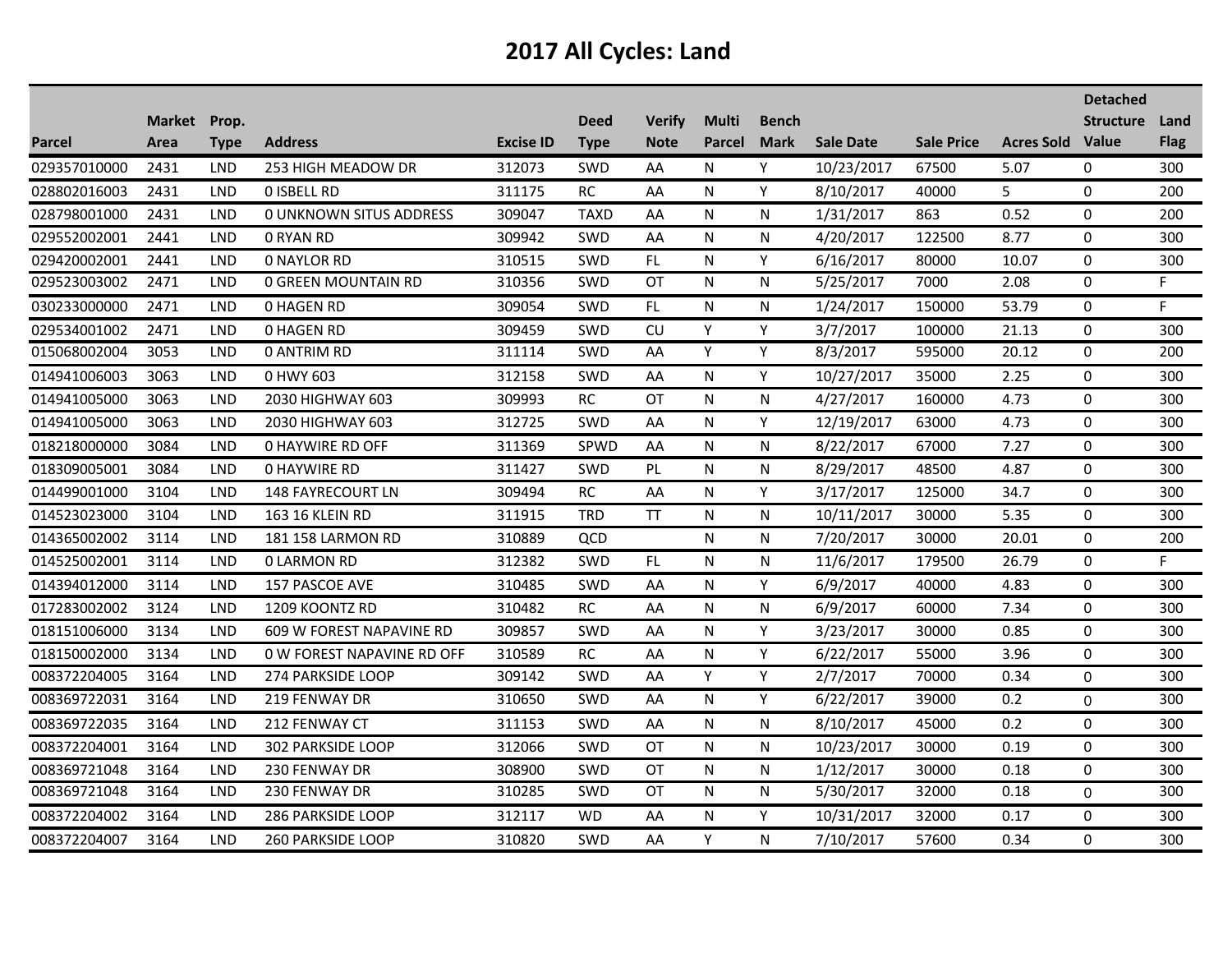# 2017 All Cycles: Land

| Parcel | Market Area | Prop. Type | Address | Excise ID | Deed Type | Verify Note | Multi Parcel | Bench Mark | Sale Date | Sale Price | Acres Sold | Detached Structure Value | Land Flag |
|---|---|---|---|---|---|---|---|---|---|---|---|---|---|
| 029357010000 | 2431 | LND | 253 HIGH MEADOW DR | 312073 | SWD | AA | N | Y | 10/23/2017 | 67500 | 5.07 | 0 | 300 |
| 028802016003 | 2431 | LND | 0 ISBELL RD | 311175 | RC | AA | N | Y | 8/10/2017 | 40000 | 5 | 0 | 200 |
| 028798001000 | 2431 | LND | 0 UNKNOWN SITUS ADDRESS | 309047 | TAXD | AA | N | N | 1/31/2017 | 863 | 0.52 | 0 | 200 |
| 029552002001 | 2441 | LND | 0 RYAN RD | 309942 | SWD | AA | N | N | 4/20/2017 | 122500 | 8.77 | 0 | 300 |
| 029420002001 | 2441 | LND | 0 NAYLOR RD | 310515 | SWD | FL | N | Y | 6/16/2017 | 80000 | 10.07 | 0 | 300 |
| 029523003002 | 2471 | LND | 0 GREEN MOUNTAIN RD | 310356 | SWD | OT | N | N | 5/25/2017 | 7000 | 2.08 | 0 | F |
| 030233000000 | 2471 | LND | 0 HAGEN RD | 309054 | SWD | FL | N | N | 1/24/2017 | 150000 | 53.79 | 0 | F |
| 029534001002 | 2471 | LND | 0 HAGEN RD | 309459 | SWD | CU | Y | Y | 3/7/2017 | 100000 | 21.13 | 0 | 300 |
| 015068002004 | 3053 | LND | 0 ANTRIM RD | 311114 | SWD | AA | Y | Y | 8/3/2017 | 595000 | 20.12 | 0 | 200 |
| 014941006003 | 3063 | LND | 0 HWY 603 | 312158 | SWD | AA | N | Y | 10/27/2017 | 35000 | 2.25 | 0 | 300 |
| 014941005000 | 3063 | LND | 2030 HIGHWAY 603 | 309993 | RC | OT | N | N | 4/27/2017 | 160000 | 4.73 | 0 | 300 |
| 014941005000 | 3063 | LND | 2030 HIGHWAY 603 | 312725 | SWD | AA | N | Y | 12/19/2017 | 63000 | 4.73 | 0 | 300 |
| 018218000000 | 3084 | LND | 0 HAYWIRE RD OFF | 311369 | SPWD | AA | N | N | 8/22/2017 | 67000 | 7.27 | 0 | 300 |
| 018309005001 | 3084 | LND | 0 HAYWIRE RD | 311427 | SWD | PL | N | N | 8/29/2017 | 48500 | 4.87 | 0 | 300 |
| 014499001000 | 3104 | LND | 148 FAYRECOURT LN | 309494 | RC | AA | N | Y | 3/17/2017 | 125000 | 34.7 | 0 | 300 |
| 014523023000 | 3104 | LND | 163 16 KLEIN RD | 311915 | TRD | TT | N | N | 10/11/2017 | 30000 | 5.35 | 0 | 300 |
| 014365002002 | 3114 | LND | 181 158 LARMON RD | 310889 | QCD | | N | N | 7/20/2017 | 30000 | 20.01 | 0 | 200 |
| 014525002001 | 3114 | LND | 0 LARMON RD | 312382 | SWD | FL | N | N | 11/6/2017 | 179500 | 26.79 | 0 | F |
| 014394012000 | 3114 | LND | 157 PASCOE AVE | 310485 | SWD | AA | N | Y | 6/9/2017 | 40000 | 4.83 | 0 | 300 |
| 017283002002 | 3124 | LND | 1209 KOONTZ RD | 310482 | RC | AA | N | N | 6/9/2017 | 60000 | 7.34 | 0 | 300 |
| 018151006000 | 3134 | LND | 609 W FOREST NAPAVINE RD | 309857 | SWD | AA | N | Y | 3/23/2017 | 30000 | 0.85 | 0 | 300 |
| 018150002000 | 3134 | LND | 0 W FOREST NAPAVINE RD OFF | 310589 | RC | AA | N | Y | 6/22/2017 | 55000 | 3.96 | 0 | 300 |
| 008372204005 | 3164 | LND | 274 PARKSIDE LOOP | 309142 | SWD | AA | Y | Y | 2/7/2017 | 70000 | 0.34 | 0 | 300 |
| 008369722031 | 3164 | LND | 219 FENWAY DR | 310650 | SWD | AA | N | Y | 6/22/2017 | 39000 | 0.2 | 0 | 300 |
| 008369722035 | 3164 | LND | 212 FENWAY CT | 311153 | SWD | AA | N | N | 8/10/2017 | 45000 | 0.2 | 0 | 300 |
| 008372204001 | 3164 | LND | 302 PARKSIDE LOOP | 312066 | SWD | OT | N | N | 10/23/2017 | 30000 | 0.19 | 0 | 300 |
| 008369721048 | 3164 | LND | 230 FENWAY DR | 308900 | SWD | OT | N | N | 1/12/2017 | 30000 | 0.18 | 0 | 300 |
| 008369721048 | 3164 | LND | 230 FENWAY DR | 310285 | SWD | OT | N | N | 5/30/2017 | 32000 | 0.18 | 0 | 300 |
| 008372204002 | 3164 | LND | 286 PARKSIDE LOOP | 312117 | WD | AA | N | Y | 10/31/2017 | 32000 | 0.17 | 0 | 300 |
| 008372204007 | 3164 | LND | 260 PARKSIDE LOOP | 310820 | SWD | AA | Y | N | 7/10/2017 | 57600 | 0.34 | 0 | 300 |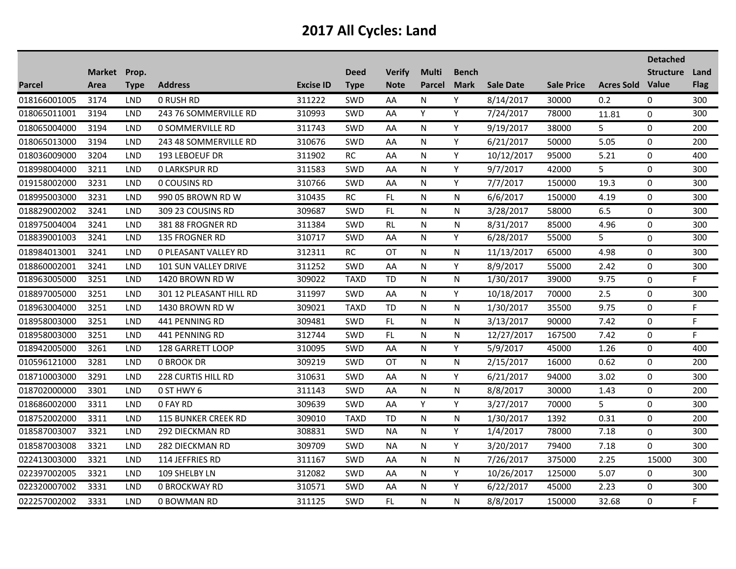# 2017 All Cycles: Land

| Parcel | Market Area | Prop. Type | Address | Excise ID | Deed Type | Verify Note | Multi Parcel | Bench Mark | Sale Date | Sale Price | Acres Sold | Detached Structure Value | Land Flag |
|---|---|---|---|---|---|---|---|---|---|---|---|---|---|
| 018166001005 | 3174 | LND | 0 RUSH RD | 311222 | SWD | AA | N | Y | 8/14/2017 | 30000 | 0.2 | 0 | 300 |
| 018065011001 | 3194 | LND | 243 76 SOMMERVILLE RD | 310993 | SWD | AA | Y | Y | 7/24/2017 | 78000 | 11.81 | 0 | 300 |
| 018065004000 | 3194 | LND | 0 SOMMERVILLE RD | 311743 | SWD | AA | N | Y | 9/19/2017 | 38000 | 5 | 0 | 200 |
| 018065013000 | 3194 | LND | 243 48 SOMMERVILLE RD | 310676 | SWD | AA | N | Y | 6/21/2017 | 50000 | 5.05 | 0 | 200 |
| 018036009000 | 3204 | LND | 193 LEBOEUF DR | 311902 | RC | AA | N | Y | 10/12/2017 | 95000 | 5.21 | 0 | 400 |
| 018998004000 | 3211 | LND | 0 LARKSPUR RD | 311583 | SWD | AA | N | Y | 9/7/2017 | 42000 | 5 | 0 | 300 |
| 019158002000 | 3231 | LND | 0 COUSINS RD | 310766 | SWD | AA | N | Y | 7/7/2017 | 150000 | 19.3 | 0 | 300 |
| 018995003000 | 3231 | LND | 990 05 BROWN RD W | 310435 | RC | FL | N | N | 6/6/2017 | 150000 | 4.19 | 0 | 300 |
| 018829002002 | 3241 | LND | 309 23 COUSINS RD | 309687 | SWD | FL | N | N | 3/28/2017 | 58000 | 6.5 | 0 | 300 |
| 018975004004 | 3241 | LND | 381 88 FROGNER RD | 311384 | SWD | RL | N | N | 8/31/2017 | 85000 | 4.96 | 0 | 300 |
| 018839001003 | 3241 | LND | 135 FROGNER RD | 310717 | SWD | AA | N | Y | 6/28/2017 | 55000 | 5 | 0 | 300 |
| 018984013001 | 3241 | LND | 0 PLEASANT VALLEY RD | 312311 | RC | OT | N | N | 11/13/2017 | 65000 | 4.98 | 0 | 300 |
| 018860002001 | 3241 | LND | 101 SUN VALLEY DRIVE | 311252 | SWD | AA | N | Y | 8/9/2017 | 55000 | 2.42 | 0 | 300 |
| 018963005000 | 3251 | LND | 1420 BROWN RD W | 309022 | TAXD | TD | N | N | 1/30/2017 | 39000 | 9.75 | 0 | F |
| 018897005000 | 3251 | LND | 301 12 PLEASANT HILL RD | 311997 | SWD | AA | N | Y | 10/18/2017 | 70000 | 2.5 | 0 | 300 |
| 018963004000 | 3251 | LND | 1430 BROWN RD W | 309021 | TAXD | TD | N | N | 1/30/2017 | 35500 | 9.75 | 0 | F |
| 018958003000 | 3251 | LND | 441 PENNING RD | 309481 | SWD | FL | N | N | 3/13/2017 | 90000 | 7.42 | 0 | F |
| 018958003000 | 3251 | LND | 441 PENNING RD | 312744 | SWD | FL | N | N | 12/27/2017 | 167500 | 7.42 | 0 | F |
| 018942005000 | 3261 | LND | 128 GARRETT LOOP | 310095 | SWD | AA | N | Y | 5/9/2017 | 45000 | 1.26 | 0 | 400 |
| 010596121000 | 3281 | LND | 0 BROOK DR | 309219 | SWD | OT | N | N | 2/15/2017 | 16000 | 0.62 | 0 | 200 |
| 018710003000 | 3291 | LND | 228 CURTIS HILL RD | 310631 | SWD | AA | N | Y | 6/21/2017 | 94000 | 3.02 | 0 | 300 |
| 018702000000 | 3301 | LND | 0 ST HWY 6 | 311143 | SWD | AA | N | N | 8/8/2017 | 30000 | 1.43 | 0 | 200 |
| 018686002000 | 3311 | LND | 0 FAY RD | 309639 | SWD | AA | Y | Y | 3/27/2017 | 70000 | 5 | 0 | 300 |
| 018752002000 | 3311 | LND | 115 BUNKER CREEK RD | 309010 | TAXD | TD | N | N | 1/30/2017 | 1392 | 0.31 | 0 | 200 |
| 018587003007 | 3321 | LND | 292 DIECKMAN RD | 308831 | SWD | NA | N | Y | 1/4/2017 | 78000 | 7.18 | 0 | 300 |
| 018587003008 | 3321 | LND | 282 DIECKMAN RD | 309709 | SWD | NA | N | Y | 3/20/2017 | 79400 | 7.18 | 0 | 300 |
| 022413003000 | 3321 | LND | 114 JEFFRIES RD | 311167 | SWD | AA | N | N | 7/26/2017 | 375000 | 2.25 | 15000 | 300 |
| 022397002005 | 3321 | LND | 109 SHELBY LN | 312082 | SWD | AA | N | Y | 10/26/2017 | 125000 | 5.07 | 0 | 300 |
| 022320007002 | 3331 | LND | 0 BROCKWAY RD | 310571 | SWD | AA | N | Y | 6/22/2017 | 45000 | 2.23 | 0 | 300 |
| 022257002002 | 3331 | LND | 0 BOWMAN RD | 311125 | SWD | FL | N | N | 8/8/2017 | 150000 | 32.68 | 0 | F |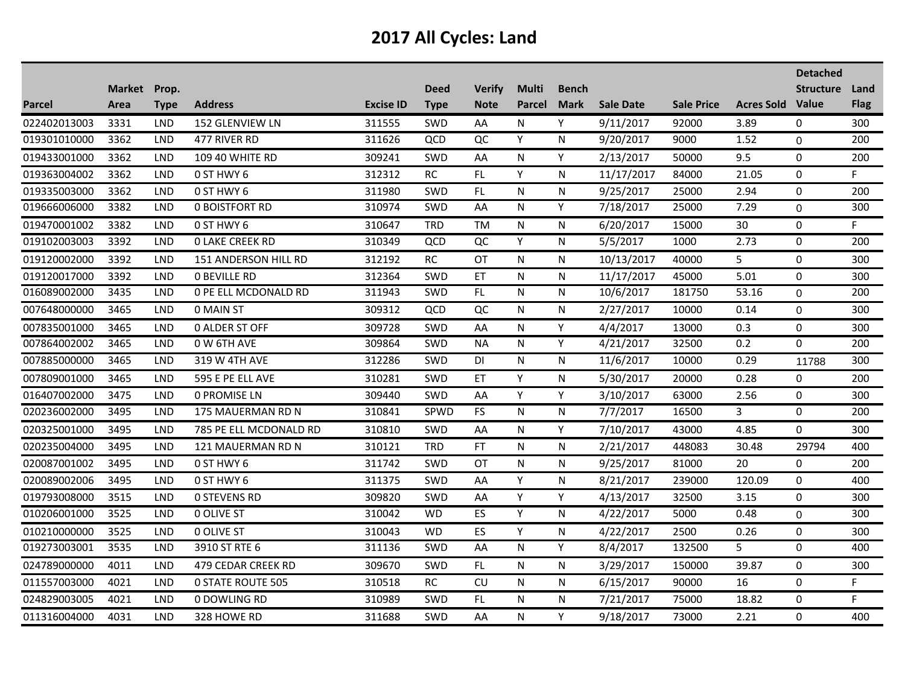# 2017 All Cycles: Land

| Parcel | Market Area | Prop. Type | Address | Excise ID | Deed Type | Verify Note | Multi Parcel | Bench Mark | Sale Date | Sale Price | Acres Sold | Detached Structure Value | Land Flag |
|---|---|---|---|---|---|---|---|---|---|---|---|---|---|
| 022402013003 | 3331 | LND | 152 GLENVIEW LN | 311555 | SWD | AA | N | Y | 9/11/2017 | 92000 | 3.89 | 0 | 300 |
| 019301010000 | 3362 | LND | 477 RIVER RD | 311626 | QCD | QC | Y | N | 9/20/2017 | 9000 | 1.52 | 0 | 200 |
| 019433001000 | 3362 | LND | 109 40 WHITE RD | 309241 | SWD | AA | N | Y | 2/13/2017 | 50000 | 9.5 | 0 | 200 |
| 019363004002 | 3362 | LND | 0 ST HWY 6 | 312312 | RC | FL | Y | N | 11/17/2017 | 84000 | 21.05 | 0 | F |
| 019335003000 | 3362 | LND | 0 ST HWY 6 | 311980 | SWD | FL | N | N | 9/25/2017 | 25000 | 2.94 | 0 | 200 |
| 019666006000 | 3382 | LND | 0 BOISTFORT RD | 310974 | SWD | AA | N | Y | 7/18/2017 | 25000 | 7.29 | 0 | 300 |
| 019470001002 | 3382 | LND | 0 ST HWY 6 | 310647 | TRD | TM | N | N | 6/20/2017 | 15000 | 30 | 0 | F |
| 019102003003 | 3392 | LND | 0 LAKE CREEK RD | 310349 | QCD | QC | Y | N | 5/5/2017 | 1000 | 2.73 | 0 | 200 |
| 019120002000 | 3392 | LND | 151 ANDERSON HILL RD | 312192 | RC | OT | N | N | 10/13/2017 | 40000 | 5 | 0 | 300 |
| 019120017000 | 3392 | LND | 0 BEVILLE RD | 312364 | SWD | ET | N | N | 11/17/2017 | 45000 | 5.01 | 0 | 300 |
| 016089002000 | 3435 | LND | 0 PE ELL MCDONALD RD | 311943 | SWD | FL | N | N | 10/6/2017 | 181750 | 53.16 | 0 | 200 |
| 007648000000 | 3465 | LND | 0 MAIN ST | 309312 | QCD | QC | N | N | 2/27/2017 | 10000 | 0.14 | 0 | 300 |
| 007835001000 | 3465 | LND | 0 ALDER ST OFF | 309728 | SWD | AA | N | Y | 4/4/2017 | 13000 | 0.3 | 0 | 300 |
| 007864002002 | 3465 | LND | 0 W 6TH AVE | 309864 | SWD | NA | N | Y | 4/21/2017 | 32500 | 0.2 | 0 | 200 |
| 007885000000 | 3465 | LND | 319 W 4TH AVE | 312286 | SWD | DI | N | N | 11/6/2017 | 10000 | 0.29 | 11788 | 300 |
| 007809001000 | 3465 | LND | 595 E PE ELL AVE | 310281 | SWD | ET | Y | N | 5/30/2017 | 20000 | 0.28 | 0 | 200 |
| 016407002000 | 3475 | LND | 0 PROMISE LN | 309440 | SWD | AA | Y | Y | 3/10/2017 | 63000 | 2.56 | 0 | 300 |
| 020236002000 | 3495 | LND | 175 MAUERMAN RD N | 310841 | SPWD | FS | N | N | 7/7/2017 | 16500 | 3 | 0 | 200 |
| 020325001000 | 3495 | LND | 785 PE ELL MCDONALD RD | 310810 | SWD | AA | N | Y | 7/10/2017 | 43000 | 4.85 | 0 | 300 |
| 020235004000 | 3495 | LND | 121 MAUERMAN RD N | 310121 | TRD | FT | N | N | 2/21/2017 | 448083 | 30.48 | 29794 | 400 |
| 020087001002 | 3495 | LND | 0 ST HWY 6 | 311742 | SWD | OT | N | N | 9/25/2017 | 81000 | 20 | 0 | 200 |
| 020089002006 | 3495 | LND | 0 ST HWY 6 | 311375 | SWD | AA | Y | N | 8/21/2017 | 239000 | 120.09 | 0 | 400 |
| 019793008000 | 3515 | LND | 0 STEVENS RD | 309820 | SWD | AA | Y | Y | 4/13/2017 | 32500 | 3.15 | 0 | 300 |
| 010206001000 | 3525 | LND | 0 OLIVE ST | 310042 | WD | ES | Y | N | 4/22/2017 | 5000 | 0.48 | 0 | 300 |
| 010210000000 | 3525 | LND | 0 OLIVE ST | 310043 | WD | ES | Y | N | 4/22/2017 | 2500 | 0.26 | 0 | 300 |
| 019273003001 | 3535 | LND | 3910 ST RTE 6 | 311136 | SWD | AA | N | Y | 8/4/2017 | 132500 | 5 | 0 | 400 |
| 024789000000 | 4011 | LND | 479 CEDAR CREEK RD | 309670 | SWD | FL | N | N | 3/29/2017 | 150000 | 39.87 | 0 | 300 |
| 011557003000 | 4021 | LND | 0 STATE ROUTE 505 | 310518 | RC | CU | N | N | 6/15/2017 | 90000 | 16 | 0 | F |
| 024829003005 | 4021 | LND | 0 DOWLING RD | 310989 | SWD | FL | N | N | 7/21/2017 | 75000 | 18.82 | 0 | F |
| 011316004000 | 4031 | LND | 328 HOWE RD | 311688 | SWD | AA | N | Y | 9/18/2017 | 73000 | 2.21 | 0 | 400 |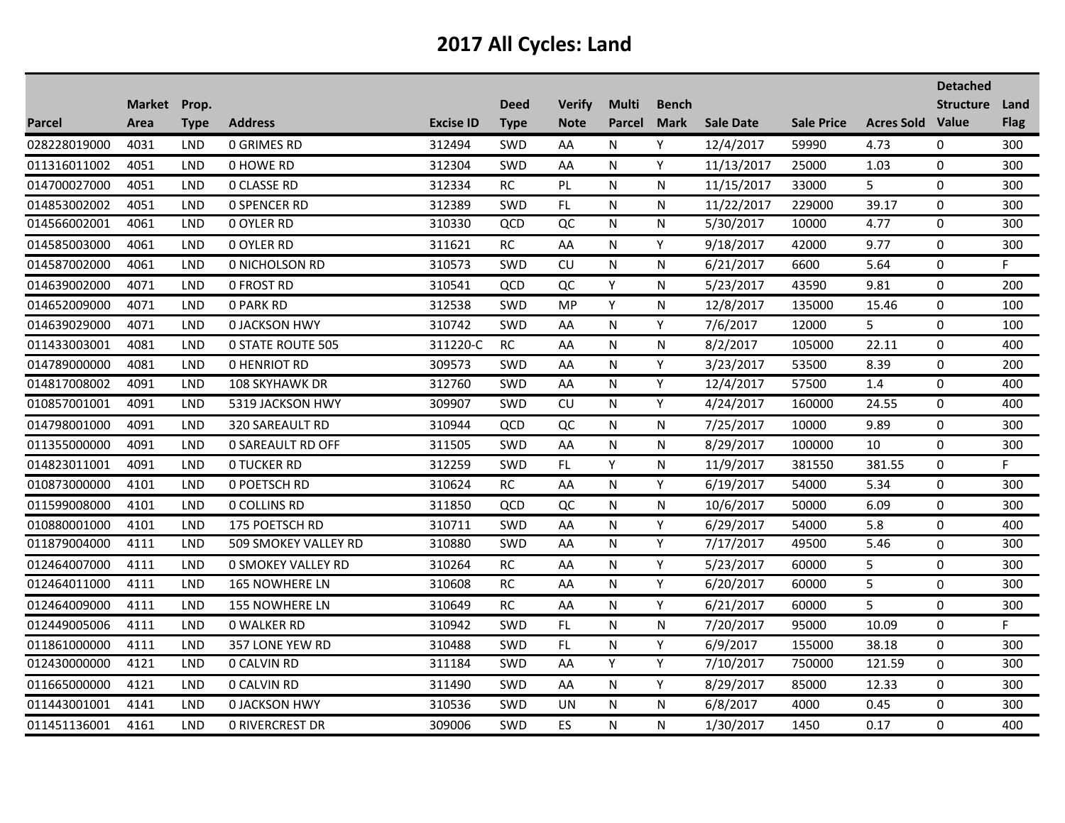# 2017 All Cycles: Land

| Parcel | Market Area | Prop. Type | Address | Excise ID | Deed Type | Verify Note | Multi Parcel | Bench Mark | Sale Date | Sale Price | Acres Sold | Detached Structure Value | Land Flag |
|---|---|---|---|---|---|---|---|---|---|---|---|---|---|
| 028228019000 | 4031 | LND | 0 GRIMES RD | 312494 | SWD | AA | N | Y | 12/4/2017 | 59990 | 4.73 | 0 | 300 |
| 011316011002 | 4051 | LND | 0 HOWE RD | 312304 | SWD | AA | N | Y | 11/13/2017 | 25000 | 1.03 | 0 | 300 |
| 014700027000 | 4051 | LND | 0 CLASSE RD | 312334 | RC | PL | N | N | 11/15/2017 | 33000 | 5 | 0 | 300 |
| 014853002002 | 4051 | LND | 0 SPENCER RD | 312389 | SWD | FL | N | N | 11/22/2017 | 229000 | 39.17 | 0 | 300 |
| 014566002001 | 4061 | LND | 0 OYLER RD | 310330 | QCD | QC | N | N | 5/30/2017 | 10000 | 4.77 | 0 | 300 |
| 014585003000 | 4061 | LND | 0 OYLER RD | 311621 | RC | AA | N | Y | 9/18/2017 | 42000 | 9.77 | 0 | 300 |
| 014587002000 | 4061 | LND | 0 NICHOLSON RD | 310573 | SWD | CU | N | N | 6/21/2017 | 6600 | 5.64 | 0 | F |
| 014639002000 | 4071 | LND | 0 FROST RD | 310541 | QCD | QC | Y | N | 5/23/2017 | 43590 | 9.81 | 0 | 200 |
| 014652009000 | 4071 | LND | 0 PARK RD | 312538 | SWD | MP | Y | N | 12/8/2017 | 135000 | 15.46 | 0 | 100 |
| 014639029000 | 4071 | LND | 0 JACKSON HWY | 310742 | SWD | AA | N | Y | 7/6/2017 | 12000 | 5 | 0 | 100 |
| 011433003001 | 4081 | LND | 0 STATE ROUTE 505 | 311220-C | RC | AA | N | N | 8/2/2017 | 105000 | 22.11 | 0 | 400 |
| 014789000000 | 4081 | LND | 0 HENRIOT RD | 309573 | SWD | AA | N | Y | 3/23/2017 | 53500 | 8.39 | 0 | 200 |
| 014817008002 | 4091 | LND | 108 SKYHAWK DR | 312760 | SWD | AA | N | Y | 12/4/2017 | 57500 | 1.4 | 0 | 400 |
| 010857001001 | 4091 | LND | 5319 JACKSON HWY | 309907 | SWD | CU | N | Y | 4/24/2017 | 160000 | 24.55 | 0 | 400 |
| 014798001000 | 4091 | LND | 320 SAREAULT RD | 310944 | QCD | QC | N | N | 7/25/2017 | 10000 | 9.89 | 0 | 300 |
| 011355000000 | 4091 | LND | 0 SAREAULT RD OFF | 311505 | SWD | AA | N | N | 8/29/2017 | 100000 | 10 | 0 | 300 |
| 014823011001 | 4091 | LND | 0 TUCKER RD | 312259 | SWD | FL | Y | N | 11/9/2017 | 381550 | 381.55 | 0 | F |
| 010873000000 | 4101 | LND | 0 POETSCH RD | 310624 | RC | AA | N | Y | 6/19/2017 | 54000 | 5.34 | 0 | 300 |
| 011599008000 | 4101 | LND | 0 COLLINS RD | 311850 | QCD | QC | N | N | 10/6/2017 | 50000 | 6.09 | 0 | 300 |
| 010880001000 | 4101 | LND | 175 POETSCH RD | 310711 | SWD | AA | N | Y | 6/29/2017 | 54000 | 5.8 | 0 | 400 |
| 011879004000 | 4111 | LND | 509 SMOKEY VALLEY RD | 310880 | SWD | AA | N | Y | 7/17/2017 | 49500 | 5.46 | 0 | 300 |
| 012464007000 | 4111 | LND | 0 SMOKEY VALLEY RD | 310264 | RC | AA | N | Y | 5/23/2017 | 60000 | 5 | 0 | 300 |
| 012464011000 | 4111 | LND | 165 NOWHERE LN | 310608 | RC | AA | N | Y | 6/20/2017 | 60000 | 5 | 0 | 300 |
| 012464009000 | 4111 | LND | 155 NOWHERE LN | 310649 | RC | AA | N | Y | 6/21/2017 | 60000 | 5 | 0 | 300 |
| 012449005006 | 4111 | LND | 0 WALKER RD | 310942 | SWD | FL | N | N | 7/20/2017 | 95000 | 10.09 | 0 | F |
| 011861000000 | 4111 | LND | 357 LONE YEW RD | 310488 | SWD | FL | N | Y | 6/9/2017 | 155000 | 38.18 | 0 | 300 |
| 012430000000 | 4121 | LND | 0 CALVIN RD | 311184 | SWD | AA | Y | Y | 7/10/2017 | 750000 | 121.59 | 0 | 300 |
| 011665000000 | 4121 | LND | 0 CALVIN RD | 311490 | SWD | AA | N | Y | 8/29/2017 | 85000 | 12.33 | 0 | 300 |
| 011443001001 | 4141 | LND | 0 JACKSON HWY | 310536 | SWD | UN | N | N | 6/8/2017 | 4000 | 0.45 | 0 | 300 |
| 011451136001 | 4161 | LND | 0 RIVERCREST DR | 309006 | SWD | ES | N | N | 1/30/2017 | 1450 | 0.17 | 0 | 400 |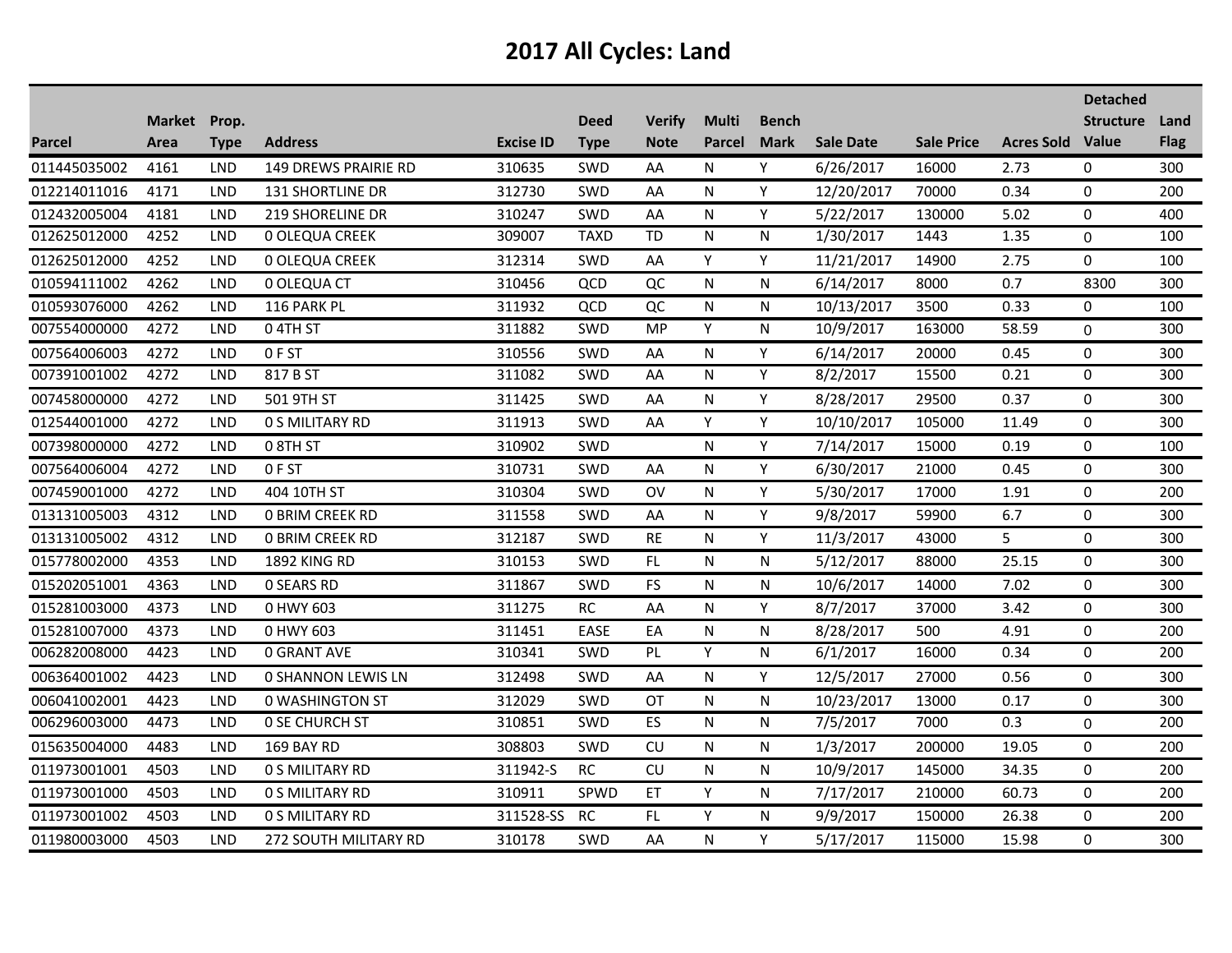# 2017 All Cycles: Land

| Parcel | Market Area | Prop. Type | Address | Excise ID | Deed Type | Verify Note | Multi Parcel | Bench Mark | Sale Date | Sale Price | Acres Sold | Detached Structure Value | Land Flag |
|---|---|---|---|---|---|---|---|---|---|---|---|---|---|
| 011445035002 | 4161 | LND | 149 DREWS PRAIRIE RD | 310635 | SWD | AA | N | Y | 6/26/2017 | 16000 | 2.73 | 0 | 300 |
| 012214011016 | 4171 | LND | 131 SHORTLINE DR | 312730 | SWD | AA | N | Y | 12/20/2017 | 70000 | 0.34 | 0 | 200 |
| 012432005004 | 4181 | LND | 219 SHORELINE DR | 310247 | SWD | AA | N | Y | 5/22/2017 | 130000 | 5.02 | 0 | 400 |
| 012625012000 | 4252 | LND | 0 OLEQUA CREEK | 309007 | TAXD | TD | N | N | 1/30/2017 | 1443 | 1.35 | 0 | 100 |
| 012625012000 | 4252 | LND | 0 OLEQUA CREEK | 312314 | SWD | AA | Y | Y | 11/21/2017 | 14900 | 2.75 | 0 | 100 |
| 010594111002 | 4262 | LND | 0 OLEQUA CT | 310456 | QCD | QC | N | N | 6/14/2017 | 8000 | 0.7 | 8300 | 300 |
| 010593076000 | 4262 | LND | 116 PARK PL | 311932 | QCD | QC | N | N | 10/13/2017 | 3500 | 0.33 | 0 | 100 |
| 007554000000 | 4272 | LND | 0 4TH ST | 311882 | SWD | MP | Y | N | 10/9/2017 | 163000 | 58.59 | 0 | 300 |
| 007564006003 | 4272 | LND | 0 F ST | 310556 | SWD | AA | N | Y | 6/14/2017 | 20000 | 0.45 | 0 | 300 |
| 007391001002 | 4272 | LND | 817 B ST | 311082 | SWD | AA | N | Y | 8/2/2017 | 15500 | 0.21 | 0 | 300 |
| 007458000000 | 4272 | LND | 501 9TH ST | 311425 | SWD | AA | N | Y | 8/28/2017 | 29500 | 0.37 | 0 | 300 |
| 012544001000 | 4272 | LND | 0 S MILITARY RD | 311913 | SWD | AA | Y | Y | 10/10/2017 | 105000 | 11.49 | 0 | 300 |
| 007398000000 | 4272 | LND | 0 8TH ST | 310902 | SWD | | N | Y | 7/14/2017 | 15000 | 0.19 | 0 | 100 |
| 007564006004 | 4272 | LND | 0 F ST | 310731 | SWD | AA | N | Y | 6/30/2017 | 21000 | 0.45 | 0 | 300 |
| 007459001000 | 4272 | LND | 404 10TH ST | 310304 | SWD | OV | N | Y | 5/30/2017 | 17000 | 1.91 | 0 | 200 |
| 013131005003 | 4312 | LND | 0 BRIM CREEK RD | 311558 | SWD | AA | N | Y | 9/8/2017 | 59900 | 6.7 | 0 | 300 |
| 013131005002 | 4312 | LND | 0 BRIM CREEK RD | 312187 | SWD | RE | N | Y | 11/3/2017 | 43000 | 5 | 0 | 300 |
| 015778002000 | 4353 | LND | 1892 KING RD | 310153 | SWD | FL | N | N | 5/12/2017 | 88000 | 25.15 | 0 | 300 |
| 015202051001 | 4363 | LND | 0 SEARS RD | 311867 | SWD | FS | N | N | 10/6/2017 | 14000 | 7.02 | 0 | 300 |
| 015281003000 | 4373 | LND | 0 HWY 603 | 311275 | RC | AA | N | Y | 8/7/2017 | 37000 | 3.42 | 0 | 300 |
| 015281007000 | 4373 | LND | 0 HWY 603 | 311451 | EASE | EA | N | N | 8/28/2017 | 500 | 4.91 | 0 | 200 |
| 006282008000 | 4423 | LND | 0 GRANT AVE | 310341 | SWD | PL | Y | N | 6/1/2017 | 16000 | 0.34 | 0 | 200 |
| 006364001002 | 4423 | LND | 0 SHANNON LEWIS LN | 312498 | SWD | AA | N | Y | 12/5/2017 | 27000 | 0.56 | 0 | 300 |
| 006041002001 | 4423 | LND | 0 WASHINGTON ST | 312029 | SWD | OT | N | N | 10/23/2017 | 13000 | 0.17 | 0 | 300 |
| 006296003000 | 4473 | LND | 0 SE CHURCH ST | 310851 | SWD | ES | N | N | 7/5/2017 | 7000 | 0.3 | 0 | 200 |
| 015635004000 | 4483 | LND | 169 BAY RD | 308803 | SWD | CU | N | N | 1/3/2017 | 200000 | 19.05 | 0 | 200 |
| 011973001001 | 4503 | LND | 0 S MILITARY RD | 311942-S | RC | CU | N | N | 10/9/2017 | 145000 | 34.35 | 0 | 200 |
| 011973001000 | 4503 | LND | 0 S MILITARY RD | 310911 | SPWD | ET | Y | N | 7/17/2017 | 210000 | 60.73 | 0 | 200 |
| 011973001002 | 4503 | LND | 0 S MILITARY RD | 311528-SS | RC | FL | Y | N | 9/9/2017 | 150000 | 26.38 | 0 | 200 |
| 011980003000 | 4503 | LND | 272 SOUTH MILITARY RD | 310178 | SWD | AA | N | Y | 5/17/2017 | 115000 | 15.98 | 0 | 300 |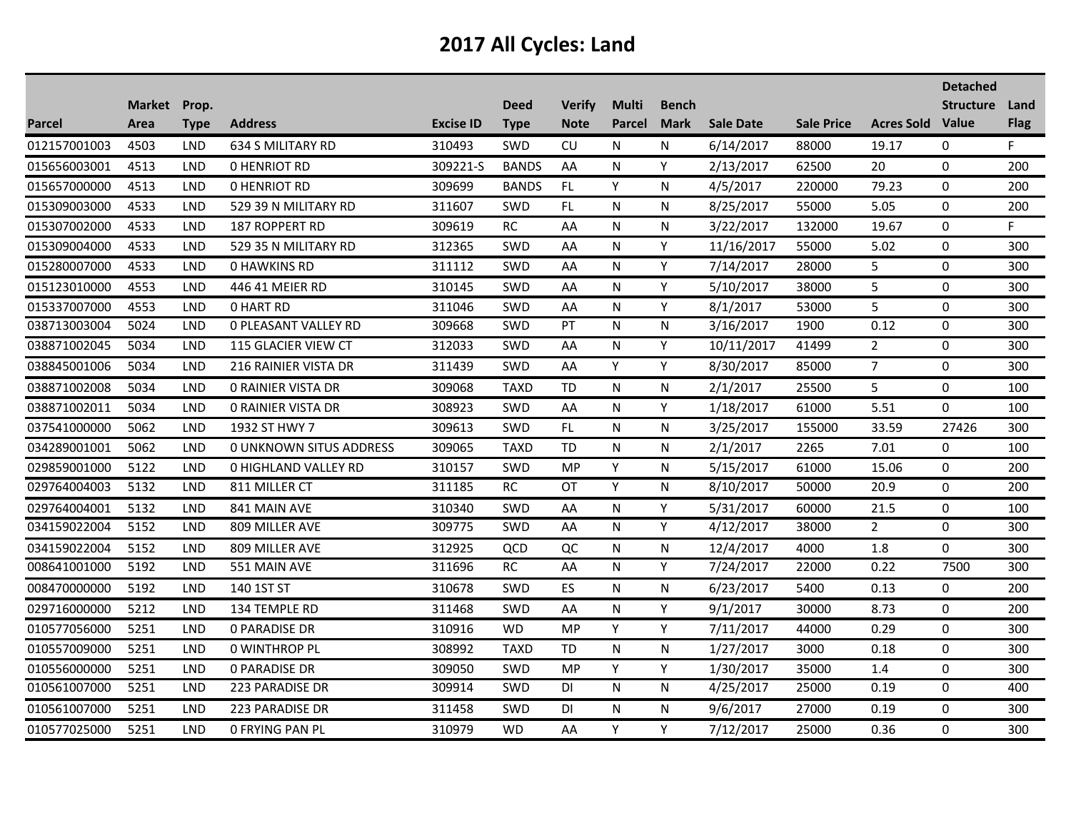# 2017 All Cycles: Land

| Parcel | Market Area | Prop. Type | Address | Excise ID | Deed Type | Verify Note | Multi Parcel | Bench Mark | Sale Date | Sale Price | Acres Sold | Detached Structure Value | Land Flag |
|---|---|---|---|---|---|---|---|---|---|---|---|---|---|
| 012157001003 | 4503 | LND | 634 S MILITARY RD | 310493 | SWD | CU | N | N | 6/14/2017 | 88000 | 19.17 | 0 | F |
| 015656003001 | 4513 | LND | 0 HENRIOT RD | 309221-S | BANDS | AA | N | Y | 2/13/2017 | 62500 | 20 | 0 | 200 |
| 015657000000 | 4513 | LND | 0 HENRIOT RD | 309699 | BANDS | FL | Y | N | 4/5/2017 | 220000 | 79.23 | 0 | 200 |
| 015309003000 | 4533 | LND | 529 39 N MILITARY RD | 311607 | SWD | FL | N | N | 8/25/2017 | 55000 | 5.05 | 0 | 200 |
| 015307002000 | 4533 | LND | 187 ROPPERT RD | 309619 | RC | AA | N | N | 3/22/2017 | 132000 | 19.67 | 0 | F |
| 015309004000 | 4533 | LND | 529 35 N MILITARY RD | 312365 | SWD | AA | N | Y | 11/16/2017 | 55000 | 5.02 | 0 | 300 |
| 015280007000 | 4533 | LND | 0 HAWKINS RD | 311112 | SWD | AA | N | Y | 7/14/2017 | 28000 | 5 | 0 | 300 |
| 015123010000 | 4553 | LND | 446 41 MEIER RD | 310145 | SWD | AA | N | Y | 5/10/2017 | 38000 | 5 | 0 | 300 |
| 015337007000 | 4553 | LND | 0 HART RD | 311046 | SWD | AA | N | Y | 8/1/2017 | 53000 | 5 | 0 | 300 |
| 038713003004 | 5024 | LND | 0 PLEASANT VALLEY RD | 309668 | SWD | PT | N | N | 3/16/2017 | 1900 | 0.12 | 0 | 300 |
| 038871002045 | 5034 | LND | 115 GLACIER VIEW CT | 312033 | SWD | AA | N | Y | 10/11/2017 | 41499 | 2 | 0 | 300 |
| 038845001006 | 5034 | LND | 216 RAINIER VISTA DR | 311439 | SWD | AA | Y | Y | 8/30/2017 | 85000 | 7 | 0 | 300 |
| 038871002008 | 5034 | LND | 0 RAINIER VISTA DR | 309068 | TAXD | TD | N | N | 2/1/2017 | 25500 | 5 | 0 | 100 |
| 038871002011 | 5034 | LND | 0 RAINIER VISTA DR | 308923 | SWD | AA | N | Y | 1/18/2017 | 61000 | 5.51 | 0 | 100 |
| 037541000000 | 5062 | LND | 1932 ST HWY 7 | 309613 | SWD | FL | N | N | 3/25/2017 | 155000 | 33.59 | 27426 | 300 |
| 034289001001 | 5062 | LND | 0 UNKNOWN SITUS ADDRESS | 309065 | TAXD | TD | N | N | 2/1/2017 | 2265 | 7.01 | 0 | 100 |
| 029859001000 | 5122 | LND | 0 HIGHLAND VALLEY RD | 310157 | SWD | MP | Y | N | 5/15/2017 | 61000 | 15.06 | 0 | 200 |
| 029764004003 | 5132 | LND | 811 MILLER CT | 311185 | RC | OT | Y | N | 8/10/2017 | 50000 | 20.9 | 0 | 200 |
| 029764004001 | 5132 | LND | 841 MAIN AVE | 310340 | SWD | AA | N | Y | 5/31/2017 | 60000 | 21.5 | 0 | 100 |
| 034159022004 | 5152 | LND | 809 MILLER AVE | 309775 | SWD | AA | N | Y | 4/12/2017 | 38000 | 2 | 0 | 300 |
| 034159022004 | 5152 | LND | 809 MILLER AVE | 312925 | QCD | QC | N | N | 12/4/2017 | 4000 | 1.8 | 0 | 300 |
| 008641001000 | 5192 | LND | 551 MAIN AVE | 311696 | RC | AA | N | Y | 7/24/2017 | 22000 | 0.22 | 7500 | 300 |
| 008470000000 | 5192 | LND | 140 1ST ST | 310678 | SWD | ES | N | N | 6/23/2017 | 5400 | 0.13 | 0 | 200 |
| 029716000000 | 5212 | LND | 134 TEMPLE RD | 311468 | SWD | AA | N | Y | 9/1/2017 | 30000 | 8.73 | 0 | 200 |
| 010577056000 | 5251 | LND | 0 PARADISE DR | 310916 | WD | MP | Y | Y | 7/11/2017 | 44000 | 0.29 | 0 | 300 |
| 010557009000 | 5251 | LND | 0 WINTHROP PL | 308992 | TAXD | TD | N | N | 1/27/2017 | 3000 | 0.18 | 0 | 300 |
| 010556000000 | 5251 | LND | 0 PARADISE DR | 309050 | SWD | MP | Y | Y | 1/30/2017 | 35000 | 1.4 | 0 | 300 |
| 010561007000 | 5251 | LND | 223 PARADISE DR | 309914 | SWD | DI | N | N | 4/25/2017 | 25000 | 0.19 | 0 | 400 |
| 010561007000 | 5251 | LND | 223 PARADISE DR | 311458 | SWD | DI | N | N | 9/6/2017 | 27000 | 0.19 | 0 | 300 |
| 010577025000 | 5251 | LND | 0 FRYING PAN PL | 310979 | WD | AA | Y | Y | 7/12/2017 | 25000 | 0.36 | 0 | 300 |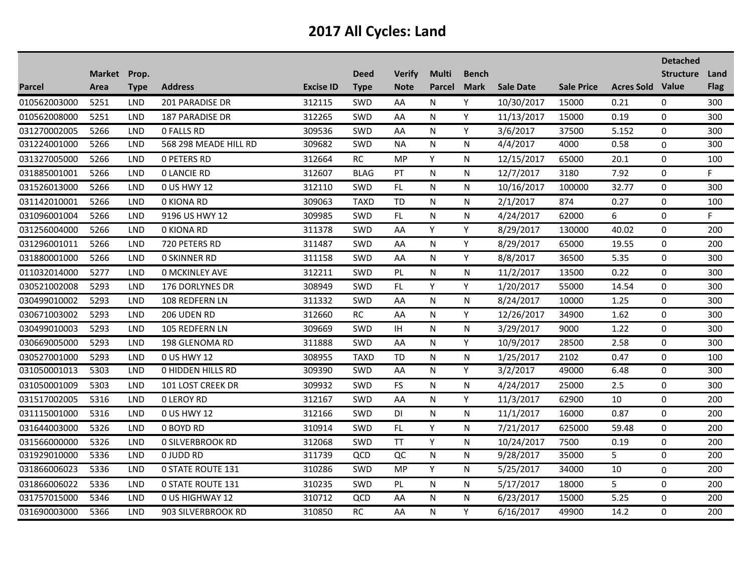# 2017 All Cycles: Land

| Parcel | Market Area | Prop. Type | Address | Excise ID | Deed Type | Verify Note | Multi Parcel | Bench Mark | Sale Date | Sale Price | Acres Sold | Detached Structure Value | Land Flag |
|---|---|---|---|---|---|---|---|---|---|---|---|---|---|
| 010562003000 | 5251 | LND | 201 PARADISE DR | 312115 | SWD | AA | N | Y | 10/30/2017 | 15000 | 0.21 | 0 | 300 |
| 010562008000 | 5251 | LND | 187 PARADISE DR | 312265 | SWD | AA | N | Y | 11/13/2017 | 15000 | 0.19 | 0 | 300 |
| 031270002005 | 5266 | LND | 0 FALLS RD | 309536 | SWD | AA | N | Y | 3/6/2017 | 37500 | 5.152 | 0 | 300 |
| 031224001000 | 5266 | LND | 568 298 MEADE HILL RD | 309682 | SWD | NA | N | N | 4/4/2017 | 4000 | 0.58 | 0 | 300 |
| 031327005000 | 5266 | LND | 0 PETERS RD | 312664 | RC | MP | Y | N | 12/15/2017 | 65000 | 20.1 | 0 | 100 |
| 031885001001 | 5266 | LND | 0 LANCIE RD | 312607 | BLAG | PT | N | N | 12/7/2017 | 3180 | 7.92 | 0 | F |
| 031526013000 | 5266 | LND | 0 US HWY 12 | 312110 | SWD | FL | N | N | 10/16/2017 | 100000 | 32.77 | 0 | 300 |
| 031142010001 | 5266 | LND | 0 KIONA RD | 309063 | TAXD | TD | N | N | 2/1/2017 | 874 | 0.27 | 0 | 100 |
| 031096001004 | 5266 | LND | 9196 US HWY 12 | 309985 | SWD | FL | N | N | 4/24/2017 | 62000 | 6 | 0 | F |
| 031256004000 | 5266 | LND | 0 KIONA RD | 311378 | SWD | AA | Y | Y | 8/29/2017 | 130000 | 40.02 | 0 | 200 |
| 031296001011 | 5266 | LND | 720 PETERS RD | 311487 | SWD | AA | N | Y | 8/29/2017 | 65000 | 19.55 | 0 | 200 |
| 031880001000 | 5266 | LND | 0 SKINNER RD | 311158 | SWD | AA | N | Y | 8/8/2017 | 36500 | 5.35 | 0 | 300 |
| 011032014000 | 5277 | LND | 0 MCKINLEY AVE | 312211 | SWD | PL | N | N | 11/2/2017 | 13500 | 0.22 | 0 | 300 |
| 030521002008 | 5293 | LND | 176 DORLYNES DR | 308949 | SWD | FL | Y | Y | 1/20/2017 | 55000 | 14.54 | 0 | 300 |
| 030499010002 | 5293 | LND | 108 REDFERN LN | 311332 | SWD | AA | N | N | 8/24/2017 | 10000 | 1.25 | 0 | 300 |
| 030671003002 | 5293 | LND | 206 UDEN RD | 312660 | RC | AA | N | Y | 12/26/2017 | 34900 | 1.62 | 0 | 300 |
| 030499010003 | 5293 | LND | 105 REDFERN LN | 309669 | SWD | IH | N | N | 3/29/2017 | 9000 | 1.22 | 0 | 300 |
| 030669005000 | 5293 | LND | 198 GLENOMA RD | 311888 | SWD | AA | N | Y | 10/9/2017 | 28500 | 2.58 | 0 | 300 |
| 030527001000 | 5293 | LND | 0 US HWY 12 | 308955 | TAXD | TD | N | N | 1/25/2017 | 2102 | 0.47 | 0 | 100 |
| 031050001013 | 5303 | LND | 0 HIDDEN HILLS RD | 309390 | SWD | AA | N | Y | 3/2/2017 | 49000 | 6.48 | 0 | 300 |
| 031050001009 | 5303 | LND | 101 LOST CREEK DR | 309932 | SWD | FS | N | N | 4/24/2017 | 25000 | 2.5 | 0 | 300 |
| 031517002005 | 5316 | LND | 0 LEROY RD | 312167 | SWD | AA | N | Y | 11/3/2017 | 62900 | 10 | 0 | 200 |
| 031115001000 | 5316 | LND | 0 US HWY 12 | 312166 | SWD | DI | N | N | 11/1/2017 | 16000 | 0.87 | 0 | 200 |
| 031644003000 | 5326 | LND | 0 BOYD RD | 310914 | SWD | FL | Y | N | 7/21/2017 | 625000 | 59.48 | 0 | 200 |
| 031566000000 | 5326 | LND | 0 SILVERBROOK RD | 312068 | SWD | TT | Y | N | 10/24/2017 | 7500 | 0.19 | 0 | 200 |
| 031929010000 | 5336 | LND | 0 JUDD RD | 311739 | QCD | QC | N | N | 9/28/2017 | 35000 | 5 | 0 | 200 |
| 031866006023 | 5336 | LND | 0 STATE ROUTE 131 | 310286 | SWD | MP | Y | N | 5/25/2017 | 34000 | 10 | 0 | 200 |
| 031866006022 | 5336 | LND | 0 STATE ROUTE 131 | 310235 | SWD | PL | N | N | 5/17/2017 | 18000 | 5 | 0 | 200 |
| 031757015000 | 5346 | LND | 0 US HIGHWAY 12 | 310712 | QCD | AA | N | N | 6/23/2017 | 15000 | 5.25 | 0 | 200 |
| 031690003000 | 5366 | LND | 903 SILVERBROOK RD | 310850 | RC | AA | N | Y | 6/16/2017 | 49900 | 14.2 | 0 | 200 |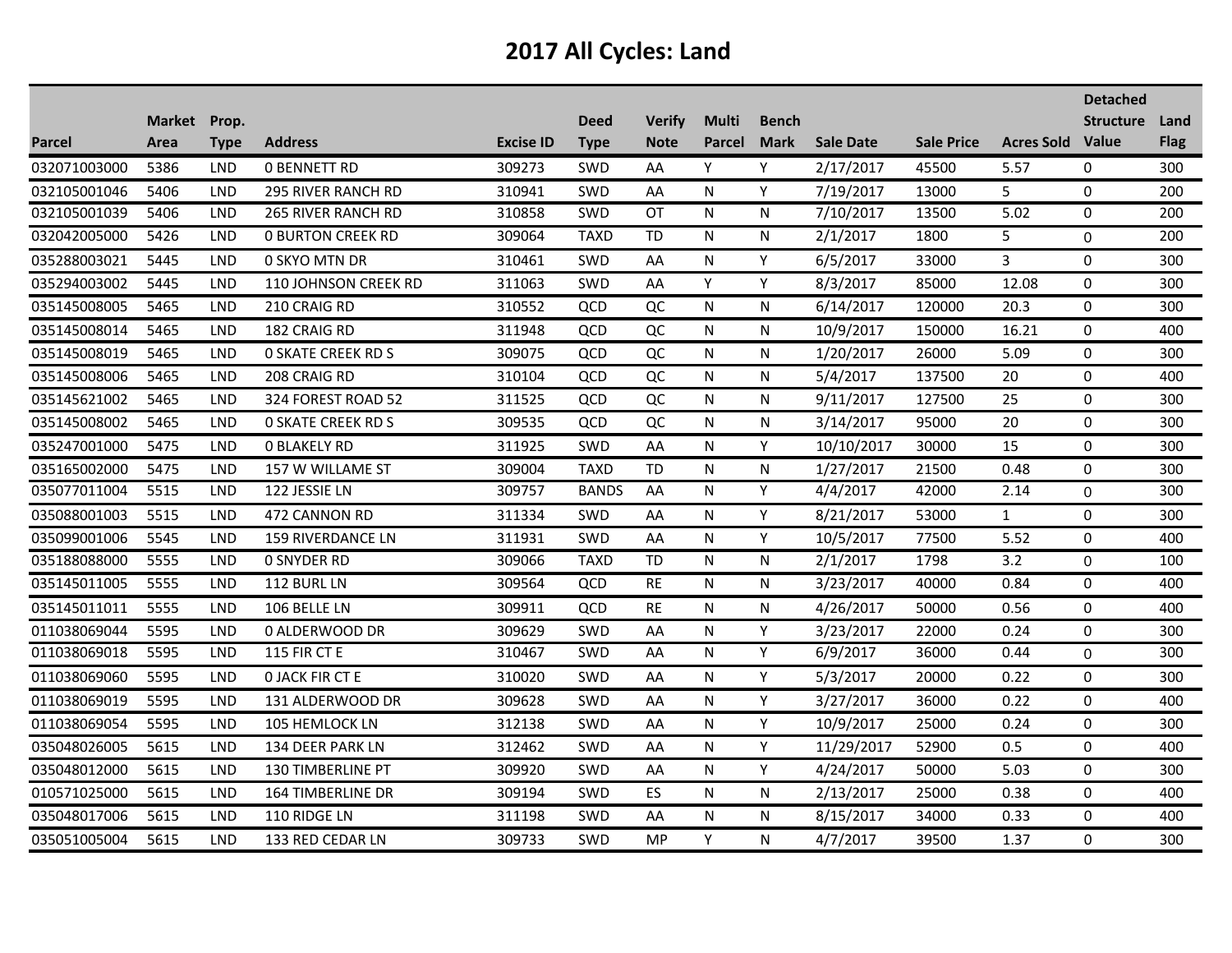# 2017 All Cycles: Land

| Parcel | Market Area | Prop. Type | Address | Excise ID | Deed Type | Verify Note | Multi Parcel | Bench Mark | Sale Date | Sale Price | Acres Sold | Detached Structure Value | Land Flag |
|---|---|---|---|---|---|---|---|---|---|---|---|---|---|
| 032071003000 | 5386 | LND | 0 BENNETT RD | 309273 | SWD | AA | Y | Y | 2/17/2017 | 45500 | 5.57 | 0 | 300 |
| 032105001046 | 5406 | LND | 295 RIVER RANCH RD | 310941 | SWD | AA | N | Y | 7/19/2017 | 13000 | 5 | 0 | 200 |
| 032105001039 | 5406 | LND | 265 RIVER RANCH RD | 310858 | SWD | OT | N | N | 7/10/2017 | 13500 | 5.02 | 0 | 200 |
| 032042005000 | 5426 | LND | 0 BURTON CREEK RD | 309064 | TAXD | TD | N | N | 2/1/2017 | 1800 | 5 | 0 | 200 |
| 035288003021 | 5445 | LND | 0 SKYO MTN DR | 310461 | SWD | AA | N | Y | 6/5/2017 | 33000 | 3 | 0 | 300 |
| 035294003002 | 5445 | LND | 110 JOHNSON CREEK RD | 311063 | SWD | AA | Y | Y | 8/3/2017 | 85000 | 12.08 | 0 | 300 |
| 035145008005 | 5465 | LND | 210 CRAIG RD | 310552 | QCD | QC | N | N | 6/14/2017 | 120000 | 20.3 | 0 | 300 |
| 035145008014 | 5465 | LND | 182 CRAIG RD | 311948 | QCD | QC | N | N | 10/9/2017 | 150000 | 16.21 | 0 | 400 |
| 035145008019 | 5465 | LND | 0 SKATE CREEK RD S | 309075 | QCD | QC | N | N | 1/20/2017 | 26000 | 5.09 | 0 | 300 |
| 035145008006 | 5465 | LND | 208 CRAIG RD | 310104 | QCD | QC | N | N | 5/4/2017 | 137500 | 20 | 0 | 400 |
| 035145621002 | 5465 | LND | 324 FOREST ROAD 52 | 311525 | QCD | QC | N | N | 9/11/2017 | 127500 | 25 | 0 | 300 |
| 035145008002 | 5465 | LND | 0 SKATE CREEK RD S | 309535 | QCD | QC | N | N | 3/14/2017 | 95000 | 20 | 0 | 300 |
| 035247001000 | 5475 | LND | 0 BLAKELY RD | 311925 | SWD | AA | N | Y | 10/10/2017 | 30000 | 15 | 0 | 300 |
| 035165002000 | 5475 | LND | 157 W WILLAME ST | 309004 | TAXD | TD | N | N | 1/27/2017 | 21500 | 0.48 | 0 | 300 |
| 035077011004 | 5515 | LND | 122 JESSIE LN | 309757 | BANDS | AA | N | Y | 4/4/2017 | 42000 | 2.14 | 0 | 300 |
| 035088001003 | 5515 | LND | 472 CANNON RD | 311334 | SWD | AA | N | Y | 8/21/2017 | 53000 | 1 | 0 | 300 |
| 035099001006 | 5545 | LND | 159 RIVERDANCE LN | 311931 | SWD | AA | N | Y | 10/5/2017 | 77500 | 5.52 | 0 | 400 |
| 035188088000 | 5555 | LND | 0 SNYDER RD | 309066 | TAXD | TD | N | N | 2/1/2017 | 1798 | 3.2 | 0 | 100 |
| 035145011005 | 5555 | LND | 112 BURL LN | 309564 | QCD | RE | N | N | 3/23/2017 | 40000 | 0.84 | 0 | 400 |
| 035145011011 | 5555 | LND | 106 BELLE LN | 309911 | QCD | RE | N | N | 4/26/2017 | 50000 | 0.56 | 0 | 400 |
| 011038069044 | 5595 | LND | 0 ALDERWOOD DR | 309629 | SWD | AA | N | Y | 3/23/2017 | 22000 | 0.24 | 0 | 300 |
| 011038069018 | 5595 | LND | 115 FIR CT E | 310467 | SWD | AA | N | Y | 6/9/2017 | 36000 | 0.44 | 0 | 300 |
| 011038069060 | 5595 | LND | 0 JACK FIR CT E | 310020 | SWD | AA | N | Y | 5/3/2017 | 20000 | 0.22 | 0 | 300 |
| 011038069019 | 5595 | LND | 131 ALDERWOOD DR | 309628 | SWD | AA | N | Y | 3/27/2017 | 36000 | 0.22 | 0 | 400 |
| 011038069054 | 5595 | LND | 105 HEMLOCK LN | 312138 | SWD | AA | N | Y | 10/9/2017 | 25000 | 0.24 | 0 | 300 |
| 035048026005 | 5615 | LND | 134 DEER PARK LN | 312462 | SWD | AA | N | Y | 11/29/2017 | 52900 | 0.5 | 0 | 400 |
| 035048012000 | 5615 | LND | 130 TIMBERLINE PT | 309920 | SWD | AA | N | Y | 4/24/2017 | 50000 | 5.03 | 0 | 300 |
| 010571025000 | 5615 | LND | 164 TIMBERLINE DR | 309194 | SWD | ES | N | N | 2/13/2017 | 25000 | 0.38 | 0 | 400 |
| 035048017006 | 5615 | LND | 110 RIDGE LN | 311198 | SWD | AA | N | N | 8/15/2017 | 34000 | 0.33 | 0 | 400 |
| 035051005004 | 5615 | LND | 133 RED CEDAR LN | 309733 | SWD | MP | Y | N | 4/7/2017 | 39500 | 1.37 | 0 | 300 |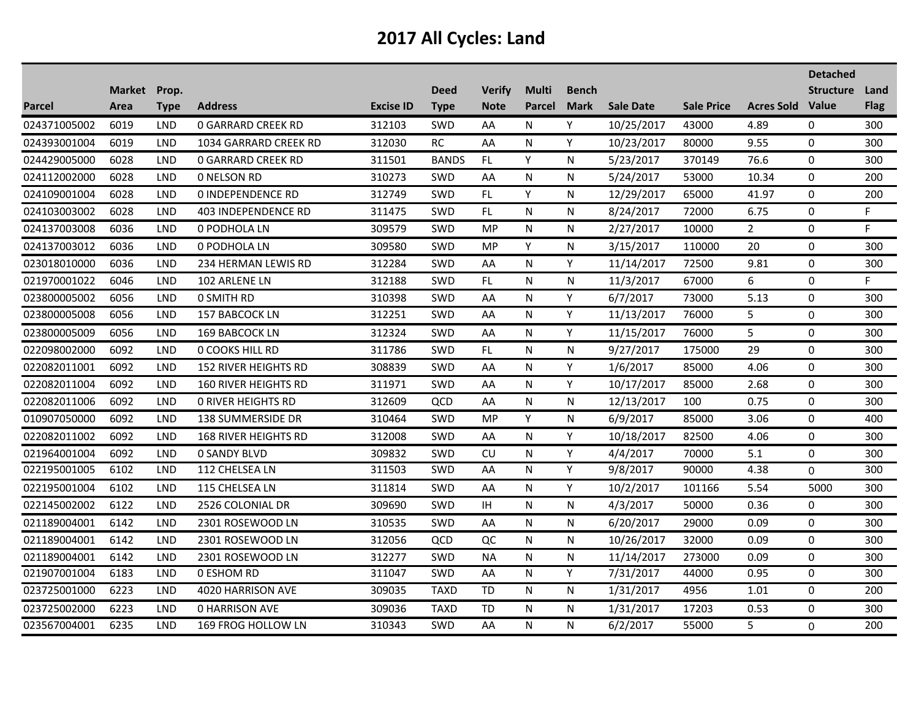# 2017 All Cycles: Land

| Parcel | Market Area | Prop. Type | Address | Excise ID | Deed Type | Verify Note | Multi Parcel | Bench Mark | Sale Date | Sale Price | Acres Sold | Detached Structure Value | Land Flag |
|---|---|---|---|---|---|---|---|---|---|---|---|---|---|
| 024371005002 | 6019 | LND | 0 GARRARD CREEK RD | 312103 | SWD | AA | N | Y | 10/25/2017 | 43000 | 4.89 | 0 | 300 |
| 024393001004 | 6019 | LND | 1034 GARRARD CREEK RD | 312030 | RC | AA | N | Y | 10/23/2017 | 80000 | 9.55 | 0 | 300 |
| 024429005000 | 6028 | LND | 0 GARRARD CREEK RD | 311501 | BANDS | FL | Y | N | 5/23/2017 | 370149 | 76.6 | 0 | 300 |
| 024112002000 | 6028 | LND | 0 NELSON RD | 310273 | SWD | AA | N | N | 5/24/2017 | 53000 | 10.34 | 0 | 200 |
| 024109001004 | 6028 | LND | 0 INDEPENDENCE RD | 312749 | SWD | FL | Y | N | 12/29/2017 | 65000 | 41.97 | 0 | 200 |
| 024103003002 | 6028 | LND | 403 INDEPENDENCE RD | 311475 | SWD | FL | N | N | 8/24/2017 | 72000 | 6.75 | 0 | F |
| 024137003008 | 6036 | LND | 0 PODHOLA LN | 309579 | SWD | MP | N | N | 2/27/2017 | 10000 | 2 | 0 | F |
| 024137003012 | 6036 | LND | 0 PODHOLA LN | 309580 | SWD | MP | Y | N | 3/15/2017 | 110000 | 20 | 0 | 300 |
| 023018010000 | 6036 | LND | 234 HERMAN LEWIS RD | 312284 | SWD | AA | N | Y | 11/14/2017 | 72500 | 9.81 | 0 | 300 |
| 021970001022 | 6046 | LND | 102 ARLENE LN | 312188 | SWD | FL | N | N | 11/3/2017 | 67000 | 6 | 0 | F |
| 023800005002 | 6056 | LND | 0 SMITH RD | 310398 | SWD | AA | N | Y | 6/7/2017 | 73000 | 5.13 | 0 | 300 |
| 023800005008 | 6056 | LND | 157 BABCOCK LN | 312251 | SWD | AA | N | Y | 11/13/2017 | 76000 | 5 | 0 | 300 |
| 023800005009 | 6056 | LND | 169 BABCOCK LN | 312324 | SWD | AA | N | Y | 11/15/2017 | 76000 | 5 | 0 | 300 |
| 022098002000 | 6092 | LND | 0 COOKS HILL RD | 311786 | SWD | FL | N | N | 9/27/2017 | 175000 | 29 | 0 | 300 |
| 022082011001 | 6092 | LND | 152 RIVER HEIGHTS RD | 308839 | SWD | AA | N | Y | 1/6/2017 | 85000 | 4.06 | 0 | 300 |
| 022082011004 | 6092 | LND | 160 RIVER HEIGHTS RD | 311971 | SWD | AA | N | Y | 10/17/2017 | 85000 | 2.68 | 0 | 300 |
| 022082011006 | 6092 | LND | 0 RIVER HEIGHTS RD | 312609 | QCD | AA | N | N | 12/13/2017 | 100 | 0.75 | 0 | 300 |
| 010907050000 | 6092 | LND | 138 SUMMERSIDE DR | 310464 | SWD | MP | Y | N | 6/9/2017 | 85000 | 3.06 | 0 | 400 |
| 022082011002 | 6092 | LND | 168 RIVER HEIGHTS RD | 312008 | SWD | AA | N | Y | 10/18/2017 | 82500 | 4.06 | 0 | 300 |
| 021964001004 | 6092 | LND | 0 SANDY BLVD | 309832 | SWD | CU | N | Y | 4/4/2017 | 70000 | 5.1 | 0 | 300 |
| 022195001005 | 6102 | LND | 112 CHELSEA LN | 311503 | SWD | AA | N | Y | 9/8/2017 | 90000 | 4.38 | 0 | 300 |
| 022195001004 | 6102 | LND | 115 CHELSEA LN | 311814 | SWD | AA | N | Y | 10/2/2017 | 101166 | 5.54 | 5000 | 300 |
| 022145002002 | 6122 | LND | 2526 COLONIAL DR | 309690 | SWD | IH | N | N | 4/3/2017 | 50000 | 0.36 | 0 | 300 |
| 021189004001 | 6142 | LND | 2301 ROSEWOOD LN | 310535 | SWD | AA | N | N | 6/20/2017 | 29000 | 0.09 | 0 | 300 |
| 021189004001 | 6142 | LND | 2301 ROSEWOOD LN | 312056 | QCD | QC | N | N | 10/26/2017 | 32000 | 0.09 | 0 | 300 |
| 021189004001 | 6142 | LND | 2301 ROSEWOOD LN | 312277 | SWD | NA | N | N | 11/14/2017 | 273000 | 0.09 | 0 | 300 |
| 021907001004 | 6183 | LND | 0 ESHOM RD | 311047 | SWD | AA | N | Y | 7/31/2017 | 44000 | 0.95 | 0 | 300 |
| 023725001000 | 6223 | LND | 4020 HARRISON AVE | 309035 | TAXD | TD | N | N | 1/31/2017 | 4956 | 1.01 | 0 | 200 |
| 023725002000 | 6223 | LND | 0 HARRISON AVE | 309036 | TAXD | TD | N | N | 1/31/2017 | 17203 | 0.53 | 0 | 300 |
| 023567004001 | 6235 | LND | 169 FROG HOLLOW LN | 310343 | SWD | AA | N | N | 6/2/2017 | 55000 | 5 | 0 | 200 |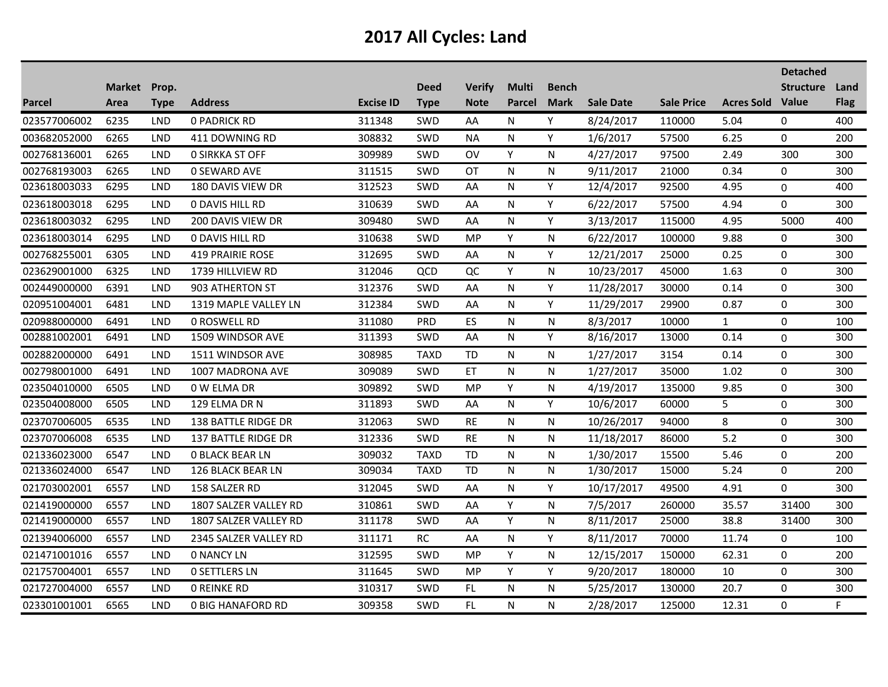# 2017 All Cycles: Land

| Parcel | Market Area | Prop. Type | Address | Excise ID | Deed Type | Verify Note | Multi Parcel | Bench Mark | Sale Date | Sale Price | Acres Sold | Detached Structure Value | Land Flag |
|---|---|---|---|---|---|---|---|---|---|---|---|---|---|
| 023577006002 | 6235 | LND | 0 PADRICK RD | 311348 | SWD | AA | N | Y | 8/24/2017 | 110000 | 5.04 | 0 | 400 |
| 003682052000 | 6265 | LND | 411 DOWNING RD | 308832 | SWD | NA | N | Y | 1/6/2017 | 57500 | 6.25 | 0 | 200 |
| 002768136001 | 6265 | LND | 0 SIRKKA ST OFF | 309989 | SWD | OV | Y | N | 4/27/2017 | 97500 | 2.49 | 300 | 300 |
| 002768193003 | 6265 | LND | 0 SEWARD AVE | 311515 | SWD | OT | N | N | 9/11/2017 | 21000 | 0.34 | 0 | 300 |
| 023618003033 | 6295 | LND | 180 DAVIS VIEW DR | 312523 | SWD | AA | N | Y | 12/4/2017 | 92500 | 4.95 | 0 | 400 |
| 023618003018 | 6295 | LND | 0 DAVIS HILL RD | 310639 | SWD | AA | N | Y | 6/22/2017 | 57500 | 4.94 | 0 | 300 |
| 023618003032 | 6295 | LND | 200 DAVIS VIEW DR | 309480 | SWD | AA | N | Y | 3/13/2017 | 115000 | 4.95 | 5000 | 400 |
| 023618003014 | 6295 | LND | 0 DAVIS HILL RD | 310638 | SWD | MP | Y | N | 6/22/2017 | 100000 | 9.88 | 0 | 300 |
| 002768255001 | 6305 | LND | 419 PRAIRIE ROSE | 312695 | SWD | AA | N | Y | 12/21/2017 | 25000 | 0.25 | 0 | 300 |
| 023629001000 | 6325 | LND | 1739 HILLVIEW RD | 312046 | QCD | QC | Y | N | 10/23/2017 | 45000 | 1.63 | 0 | 300 |
| 002449000000 | 6391 | LND | 903 ATHERTON ST | 312376 | SWD | AA | N | Y | 11/28/2017 | 30000 | 0.14 | 0 | 300 |
| 020951004001 | 6481 | LND | 1319 MAPLE VALLEY LN | 312384 | SWD | AA | N | Y | 11/29/2017 | 29900 | 0.87 | 0 | 300 |
| 020988000000 | 6491 | LND | 0 ROSWELL RD | 311080 | PRD | ES | N | N | 8/3/2017 | 10000 | 1 | 0 | 100 |
| 002881002001 | 6491 | LND | 1509 WINDSOR AVE | 311393 | SWD | AA | N | Y | 8/16/2017 | 13000 | 0.14 | 0 | 300 |
| 002882000000 | 6491 | LND | 1511 WINDSOR AVE | 308985 | TAXD | TD | N | N | 1/27/2017 | 3154 | 0.14 | 0 | 300 |
| 002798001000 | 6491 | LND | 1007 MADRONA AVE | 309089 | SWD | ET | N | N | 1/27/2017 | 35000 | 1.02 | 0 | 300 |
| 023504010000 | 6505 | LND | 0 W ELMA DR | 309892 | SWD | MP | Y | N | 4/19/2017 | 135000 | 9.85 | 0 | 300 |
| 023504008000 | 6505 | LND | 129 ELMA DR N | 311893 | SWD | AA | N | Y | 10/6/2017 | 60000 | 5 | 0 | 300 |
| 023707006005 | 6535 | LND | 138 BATTLE RIDGE DR | 312063 | SWD | RE | N | N | 10/26/2017 | 94000 | 8 | 0 | 300 |
| 023707006008 | 6535 | LND | 137 BATTLE RIDGE DR | 312336 | SWD | RE | N | N | 11/18/2017 | 86000 | 5.2 | 0 | 300 |
| 021336023000 | 6547 | LND | 0 BLACK BEAR LN | 309032 | TAXD | TD | N | N | 1/30/2017 | 15500 | 5.46 | 0 | 200 |
| 021336024000 | 6547 | LND | 126 BLACK BEAR LN | 309034 | TAXD | TD | N | N | 1/30/2017 | 15000 | 5.24 | 0 | 200 |
| 021703002001 | 6557 | LND | 158 SALZER RD | 312045 | SWD | AA | N | Y | 10/17/2017 | 49500 | 4.91 | 0 | 300 |
| 021419000000 | 6557 | LND | 1807 SALZER VALLEY RD | 310861 | SWD | AA | Y | N | 7/5/2017 | 260000 | 35.57 | 31400 | 300 |
| 021419000000 | 6557 | LND | 1807 SALZER VALLEY RD | 311178 | SWD | AA | Y | N | 8/11/2017 | 25000 | 38.8 | 31400 | 300 |
| 021394006000 | 6557 | LND | 2345 SALZER VALLEY RD | 311171 | RC | AA | N | Y | 8/11/2017 | 70000 | 11.74 | 0 | 100 |
| 021471001016 | 6557 | LND | 0 NANCY LN | 312595 | SWD | MP | Y | N | 12/15/2017 | 150000 | 62.31 | 0 | 200 |
| 021757004001 | 6557 | LND | 0 SETTLERS LN | 311645 | SWD | MP | Y | Y | 9/20/2017 | 180000 | 10 | 0 | 300 |
| 021727004000 | 6557 | LND | 0 REINKE RD | 310317 | SWD | FL | N | N | 5/25/2017 | 130000 | 20.7 | 0 | 300 |
| 023301001001 | 6565 | LND | 0 BIG HANAFORD RD | 309358 | SWD | FL | N | N | 2/28/2017 | 125000 | 12.31 | 0 | F |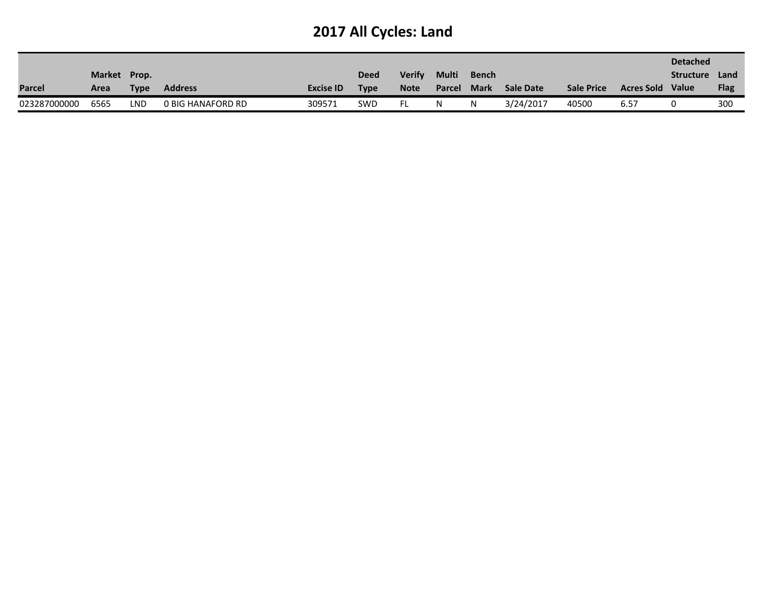# 2017 All Cycles: Land

| Parcel | Market Area | Prop. Type | Address | Excise ID | Deed Type | Verify Note | Multi Parcel | Bench Mark | Sale Date | Sale Price | Acres Sold | Detached Structure Value | Land Flag |
|---|---|---|---|---|---|---|---|---|---|---|---|---|---|
| 023287000000 | 6565 | LND | 0 BIG HANAFORD RD | 309571 | SWD | FL | N | N | 3/24/2017 | 40500 | 6.57 | 0 | 300 |